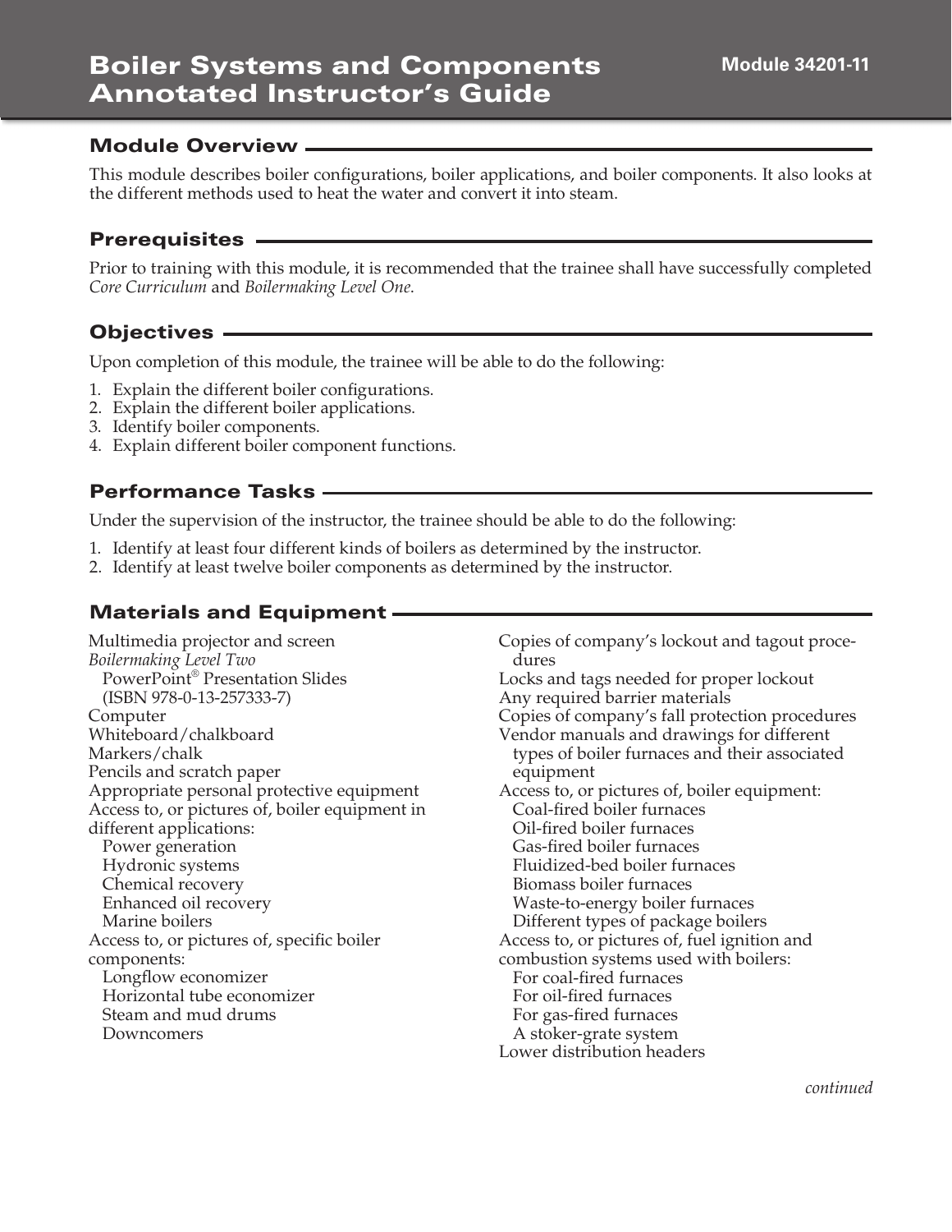# Boiler Systems and Components Annotated Instructor's Guide

Module 34201-11

## Module Overview

This module describes boiler configurations, boiler applications, and boiler components. It also looks at the different methods used to heat the water and convert it into steam.

## Prerequisites

Prior to training with this module, it is recommended that the trainee shall have successfully completed *Core Curriculum* and *Boilermaking Level One.*

## Objectives

Upon completion of this module, the trainee will be able to do the following:

1. Explain the different boiler configurations.
2. Explain the different boiler applications.
3. Identify boiler components.
4. Explain different boiler component functions.

## Performance Tasks

Under the supervision of the instructor, the trainee should be able to do the following:

1. Identify at least four different kinds of boilers as determined by the instructor.
2. Identify at least twelve boiler components as determined by the instructor.

## Materials and Equipment

Multimedia projector and screen
*Boilermaking Level Two*
  PowerPoint® Presentation Slides
  (ISBN 978-0-13-257333-7)
Computer
Whiteboard/chalkboard
Markers/chalk
Pencils and scratch paper
Appropriate personal protective equipment
Access to, or pictures of, boiler equipment in different applications:
  Power generation
  Hydronic systems
  Chemical recovery
  Enhanced oil recovery
  Marine boilers
Access to, or pictures of, specific boiler components:
  Longflow economizer
  Horizontal tube economizer
  Steam and mud drums
  Downcomers
Copies of company's lockout and tagout procedures
Locks and tags needed for proper lockout
Any required barrier materials
Copies of company's fall protection procedures
Vendor manuals and drawings for different types of boiler furnaces and their associated equipment
Access to, or pictures of, boiler equipment:
  Coal-fired boiler furnaces
  Oil-fired boiler furnaces
  Gas-fired boiler furnaces
  Fluidized-bed boiler furnaces
  Biomass boiler furnaces
  Waste-to-energy boiler furnaces
  Different types of package boilers
Access to, or pictures of, fuel ignition and combustion systems used with boilers:
  For coal-fired furnaces
  For oil-fired furnaces
  For gas-fired furnaces
  A stoker-grate system
Lower distribution headers

*continued*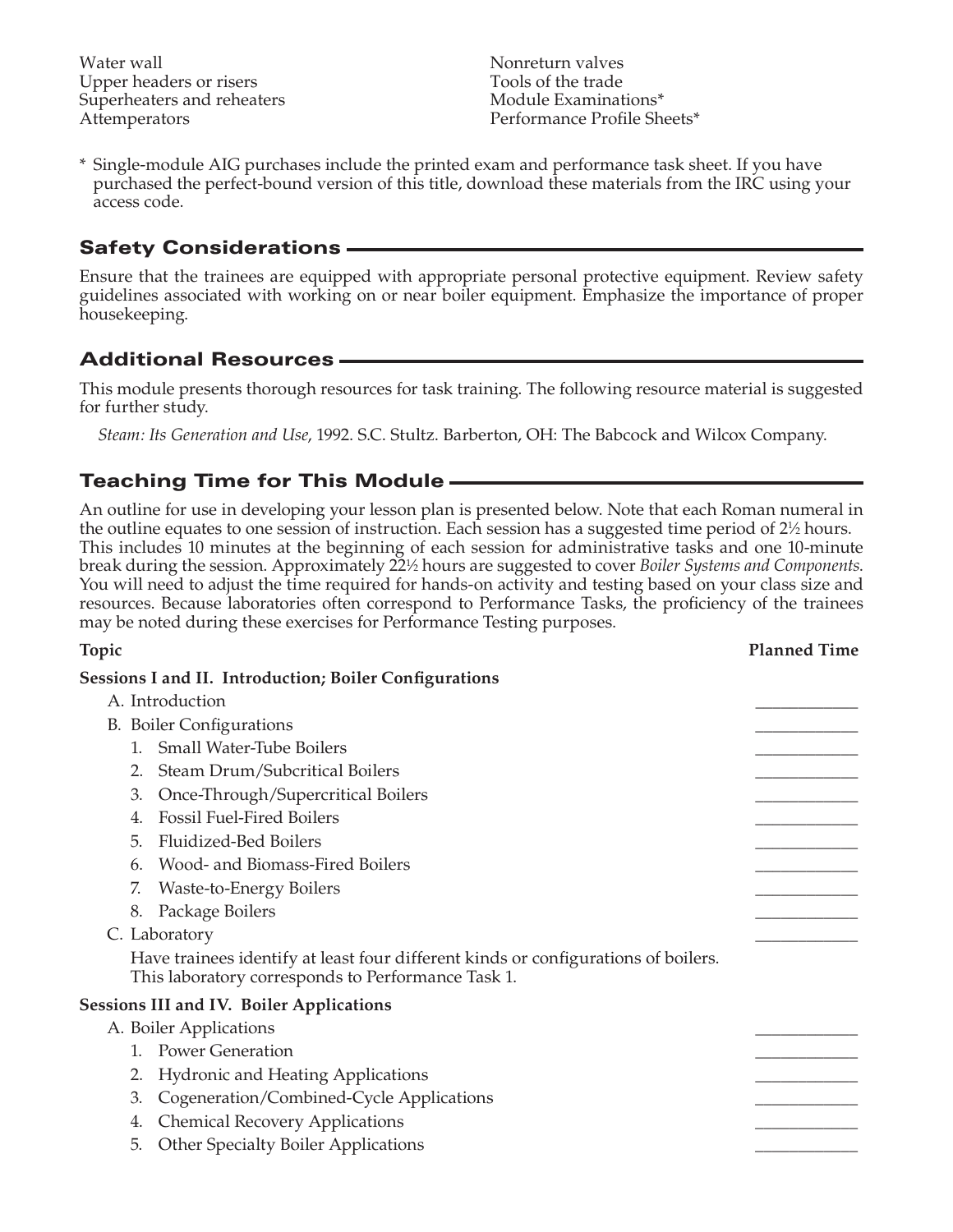Water wall
Upper headers or risers
Superheaters and reheaters
Attemperators
Nonreturn valves
Tools of the trade
Module Examinations*
Performance Profile Sheets*

\* Single-module AIG purchases include the printed exam and performance task sheet. If you have purchased the perfect-bound version of this title, download these materials from the IRC using your access code.

## Safety Considerations

Ensure that the trainees are equipped with appropriate personal protective equipment. Review safety guidelines associated with working on or near boiler equipment. Emphasize the importance of proper housekeeping.

## Additional Resources

This module presents thorough resources for task training. The following resource material is suggested for further study.

*Steam: Its Generation and Use*, 1992. S.C. Stultz. Barberton, OH: The Babcock and Wilcox Company.

## Teaching Time for This Module

An outline for use in developing your lesson plan is presented below. Note that each Roman numeral in the outline equates to one session of instruction. Each session has a suggested time period of 2½ hours. This includes 10 minutes at the beginning of each session for administrative tasks and one 10-minute break during the session. Approximately 22½ hours are suggested to cover *Boiler Systems and Components*. You will need to adjust the time required for hands-on activity and testing based on your class size and resources. Because laboratories often correspond to Performance Tasks, the proficiency of the trainees may be noted during these exercises for Performance Testing purposes.

| Topic | Planned Time |
|---|---|
| **Sessions I and II. Introduction; Boiler Configurations** | |
| A. Introduction | ____________ |
| B. Boiler Configurations | ____________ |
| 1. Small Water-Tube Boilers | ____________ |
| 2. Steam Drum/Subcritical Boilers | ____________ |
| 3. Once-Through/Supercritical Boilers | ____________ |
| 4. Fossil Fuel-Fired Boilers | ____________ |
| 5. Fluidized-Bed Boilers | ____________ |
| 6. Wood- and Biomass-Fired Boilers | ____________ |
| 7. Waste-to-Energy Boilers | ____________ |
| 8. Package Boilers | ____________ |
| C. Laboratory | ____________ |
| Have trainees identify at least four different kinds or configurations of boilers. This laboratory corresponds to Performance Task 1. | |
| **Sessions III and IV. Boiler Applications** | |
| A. Boiler Applications | ____________ |
| 1. Power Generation | ____________ |
| 2. Hydronic and Heating Applications | ____________ |
| 3. Cogeneration/Combined-Cycle Applications | ____________ |
| 4. Chemical Recovery Applications | ____________ |
| 5. Other Specialty Boiler Applications | ____________ |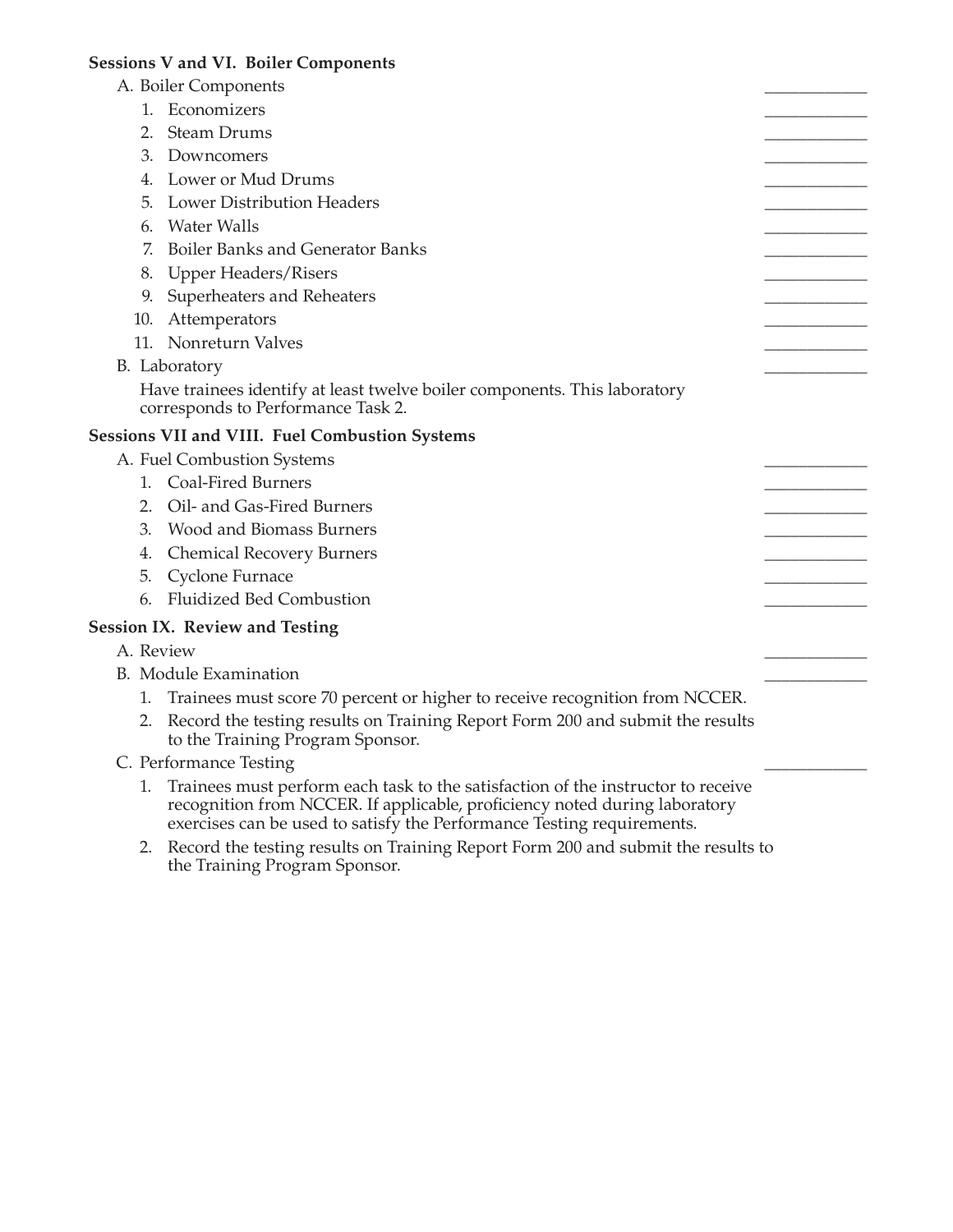**Sessions V and VI. Boiler Components**

A. Boiler Components \_\_\_\_\_\_\_\_\_\_\_\_

1. Economizers \_\_\_\_\_\_\_\_\_\_\_\_
2. Steam Drums \_\_\_\_\_\_\_\_\_\_\_\_
3. Downcomers \_\_\_\_\_\_\_\_\_\_\_\_
4. Lower or Mud Drums \_\_\_\_\_\_\_\_\_\_\_\_
5. Lower Distribution Headers \_\_\_\_\_\_\_\_\_\_\_\_
6. Water Walls \_\_\_\_\_\_\_\_\_\_\_\_
7. Boiler Banks and Generator Banks \_\_\_\_\_\_\_\_\_\_\_\_
8. Upper Headers/Risers \_\_\_\_\_\_\_\_\_\_\_\_
9. Superheaters and Reheaters \_\_\_\_\_\_\_\_\_\_\_\_
10. Attemperators \_\_\_\_\_\_\_\_\_\_\_\_
11. Nonreturn Valves \_\_\_\_\_\_\_\_\_\_\_\_

B. Laboratory \_\_\_\_\_\_\_\_\_\_\_\_

Have trainees identify at least twelve boiler components. This laboratory corresponds to Performance Task 2.

**Sessions VII and VIII. Fuel Combustion Systems**

A. Fuel Combustion Systems \_\_\_\_\_\_\_\_\_\_\_\_

1. Coal-Fired Burners \_\_\_\_\_\_\_\_\_\_\_\_
2. Oil- and Gas-Fired Burners \_\_\_\_\_\_\_\_\_\_\_\_
3. Wood and Biomass Burners \_\_\_\_\_\_\_\_\_\_\_\_
4. Chemical Recovery Burners \_\_\_\_\_\_\_\_\_\_\_\_
5. Cyclone Furnace \_\_\_\_\_\_\_\_\_\_\_\_
6. Fluidized Bed Combustion \_\_\_\_\_\_\_\_\_\_\_\_

**Session IX. Review and Testing**

A. Review \_\_\_\_\_\_\_\_\_\_\_\_

B. Module Examination \_\_\_\_\_\_\_\_\_\_\_\_

1. Trainees must score 70 percent or higher to receive recognition from NCCER.
2. Record the testing results on Training Report Form 200 and submit the results to the Training Program Sponsor.

C. Performance Testing \_\_\_\_\_\_\_\_\_\_\_\_

1. Trainees must perform each task to the satisfaction of the instructor to receive recognition from NCCER. If applicable, proficiency noted during laboratory exercises can be used to satisfy the Performance Testing requirements.
2. Record the testing results on Training Report Form 200 and submit the results to the Training Program Sponsor.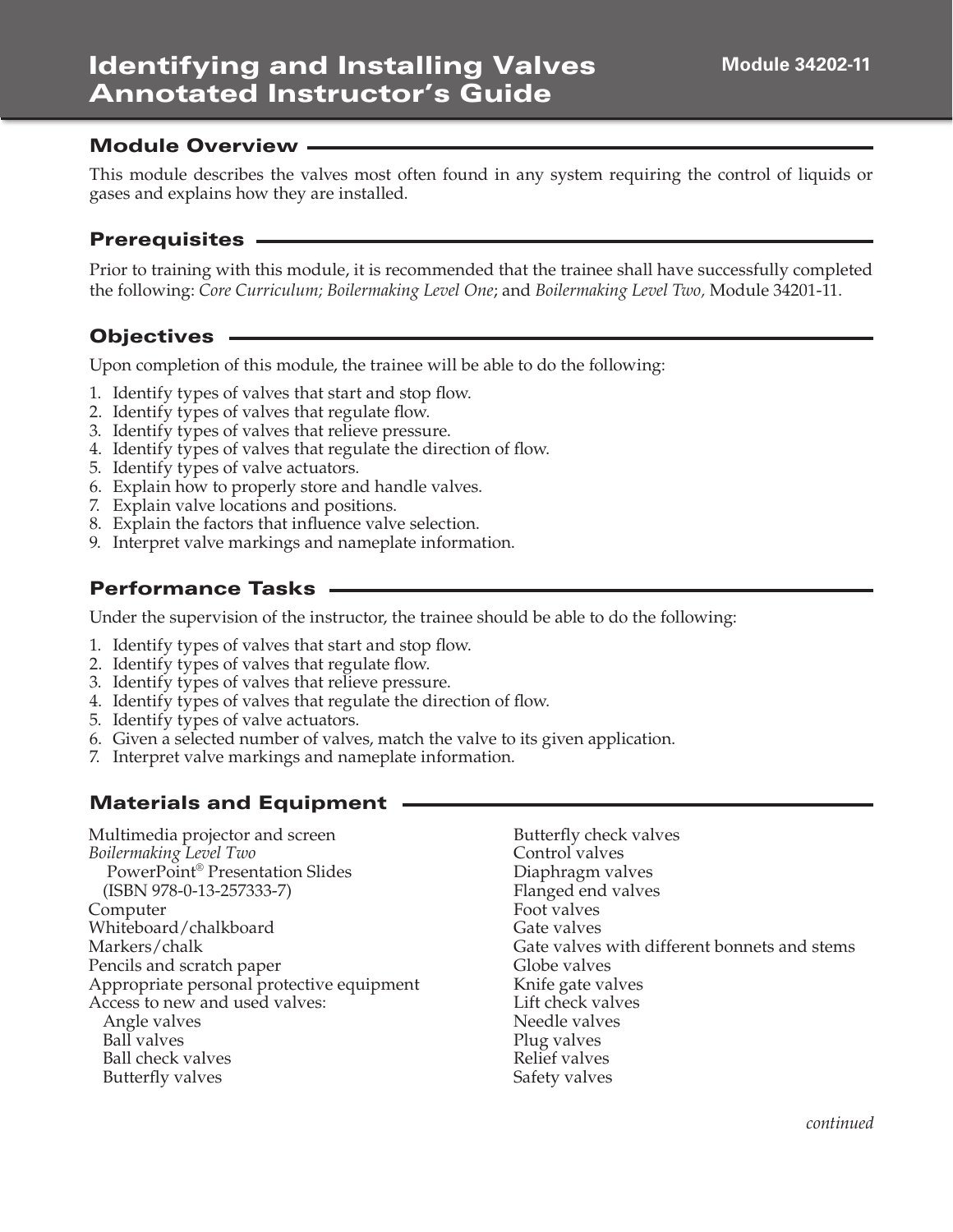# Identifying and Installing Valves Annotated Instructor's Guide

Module 34202-11

## Module Overview

This module describes the valves most often found in any system requiring the control of liquids or gases and explains how they are installed.

## Prerequisites

Prior to training with this module, it is recommended that the trainee shall have successfully completed the following: *Core Curriculum; Boilermaking Level One*; and *Boilermaking Level Two,* Module 34201-11.

## Objectives

Upon completion of this module, the trainee will be able to do the following:

1. Identify types of valves that start and stop flow.
2. Identify types of valves that regulate flow.
3. Identify types of valves that relieve pressure.
4. Identify types of valves that regulate the direction of flow.
5. Identify types of valve actuators.
6. Explain how to properly store and handle valves.
7. Explain valve locations and positions.
8. Explain the factors that influence valve selection.
9. Interpret valve markings and nameplate information.

## Performance Tasks

Under the supervision of the instructor, the trainee should be able to do the following:

1. Identify types of valves that start and stop flow.
2. Identify types of valves that regulate flow.
3. Identify types of valves that relieve pressure.
4. Identify types of valves that regulate the direction of flow.
5. Identify types of valve actuators.
6. Given a selected number of valves, match the valve to its given application.
7. Interpret valve markings and nameplate information.

## Materials and Equipment

Multimedia projector and screen  
*Boilermaking Level Two*  
PowerPoint® Presentation Slides  
(ISBN 978-0-13-257333-7)  
Computer  
Whiteboard/chalkboard  
Markers/chalk  
Pencils and scratch paper  
Appropriate personal protective equipment  
Access to new and used valves:

- Angle valves
- Ball valves
- Ball check valves
- Butterfly valves
- Butterfly check valves
- Control valves
- Diaphragm valves
- Flanged end valves
- Foot valves
- Gate valves
- Gate valves with different bonnets and stems
- Globe valves
- Knife gate valves
- Lift check valves
- Needle valves
- Plug valves
- Relief valves
- Safety valves

*continued*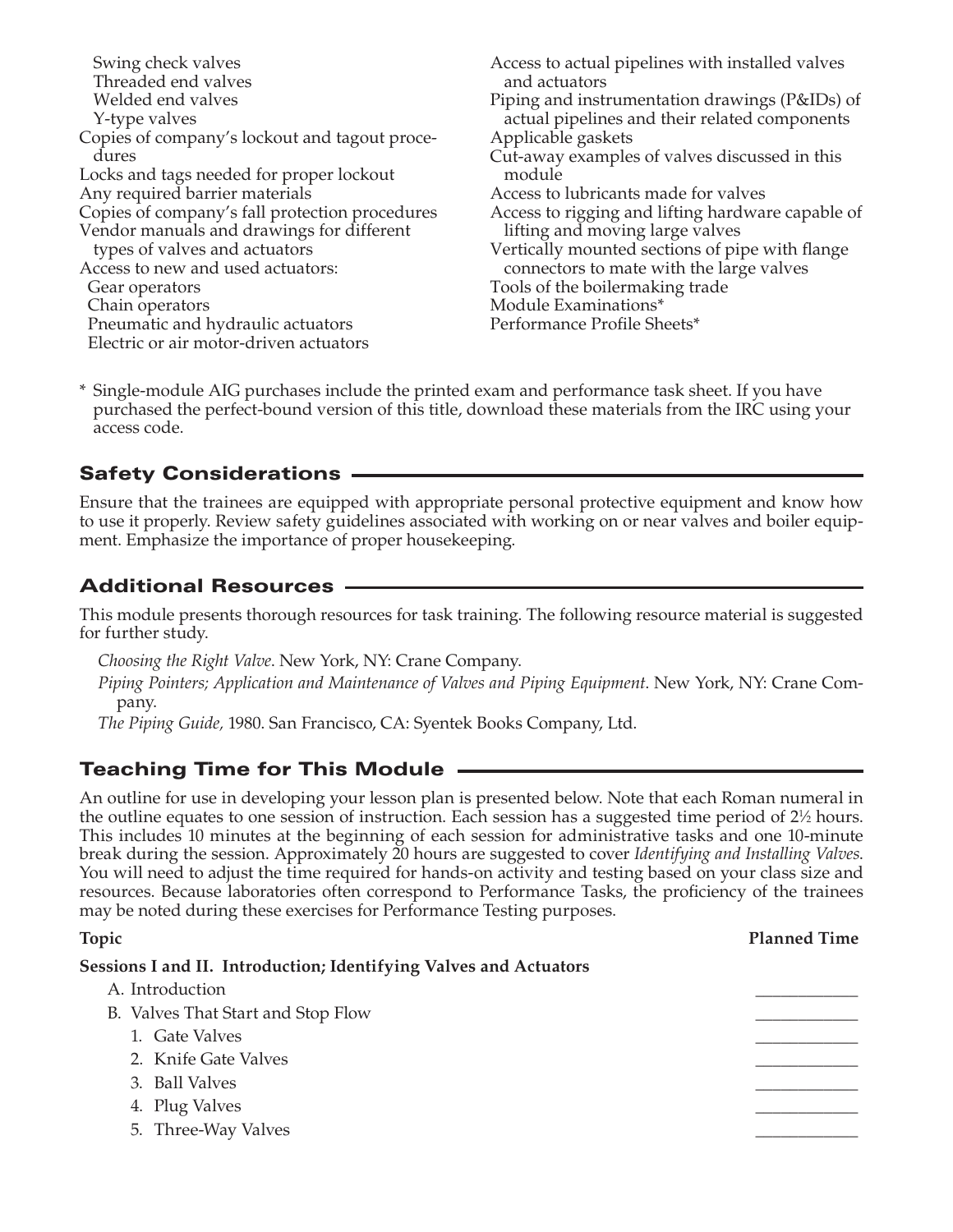- Swing check valves
- Threaded end valves
- Welded end valves
- Y-type valves

Copies of company's lockout and tagout procedures
Locks and tags needed for proper lockout
Any required barrier materials
Copies of company's fall protection procedures
Vendor manuals and drawings for different types of valves and actuators
Access to new and used actuators:

- Gear operators
- Chain operators
- Pneumatic and hydraulic actuators
- Electric or air motor-driven actuators

Access to actual pipelines with installed valves and actuators
Piping and instrumentation drawings (P&IDs) of actual pipelines and their related components
Applicable gaskets
Cut-away examples of valves discussed in this module
Access to lubricants made for valves
Access to rigging and lifting hardware capable of lifting and moving large valves
Vertically mounted sections of pipe with flange connectors to mate with the large valves
Tools of the boilermaking trade
Module Examinations*
Performance Profile Sheets*

\* Single-module AIG purchases include the printed exam and performance task sheet. If you have purchased the perfect-bound version of this title, download these materials from the IRC using your access code.

## Safety Considerations

Ensure that the trainees are equipped with appropriate personal protective equipment and know how to use it properly. Review safety guidelines associated with working on or near valves and boiler equipment. Emphasize the importance of proper housekeeping.

## Additional Resources

This module presents thorough resources for task training. The following resource material is suggested for further study.

*Choosing the Right Valve*. New York, NY: Crane Company.

*Piping Pointers; Application and Maintenance of Valves and Piping Equipment*. New York, NY: Crane Company.

*The Piping Guide,* 1980. San Francisco, CA: Syentek Books Company, Ltd.

## Teaching Time for This Module

An outline for use in developing your lesson plan is presented below. Note that each Roman numeral in the outline equates to one session of instruction. Each session has a suggested time period of 2½ hours. This includes 10 minutes at the beginning of each session for administrative tasks and one 10-minute break during the session. Approximately 20 hours are suggested to cover *Identifying and Installing Valves*. You will need to adjust the time required for hands-on activity and testing based on your class size and resources. Because laboratories often correspond to Performance Tasks, the proficiency of the trainees may be noted during these exercises for Performance Testing purposes.

| Topic | Planned Time |
|---|---|
| **Sessions I and II. Introduction; Identifying Valves and Actuators** | |
| A. Introduction | ____________ |
| B. Valves That Start and Stop Flow | ____________ |
| 1. Gate Valves | ____________ |
| 2. Knife Gate Valves | ____________ |
| 3. Ball Valves | ____________ |
| 4. Plug Valves | ____________ |
| 5. Three-Way Valves | ____________ |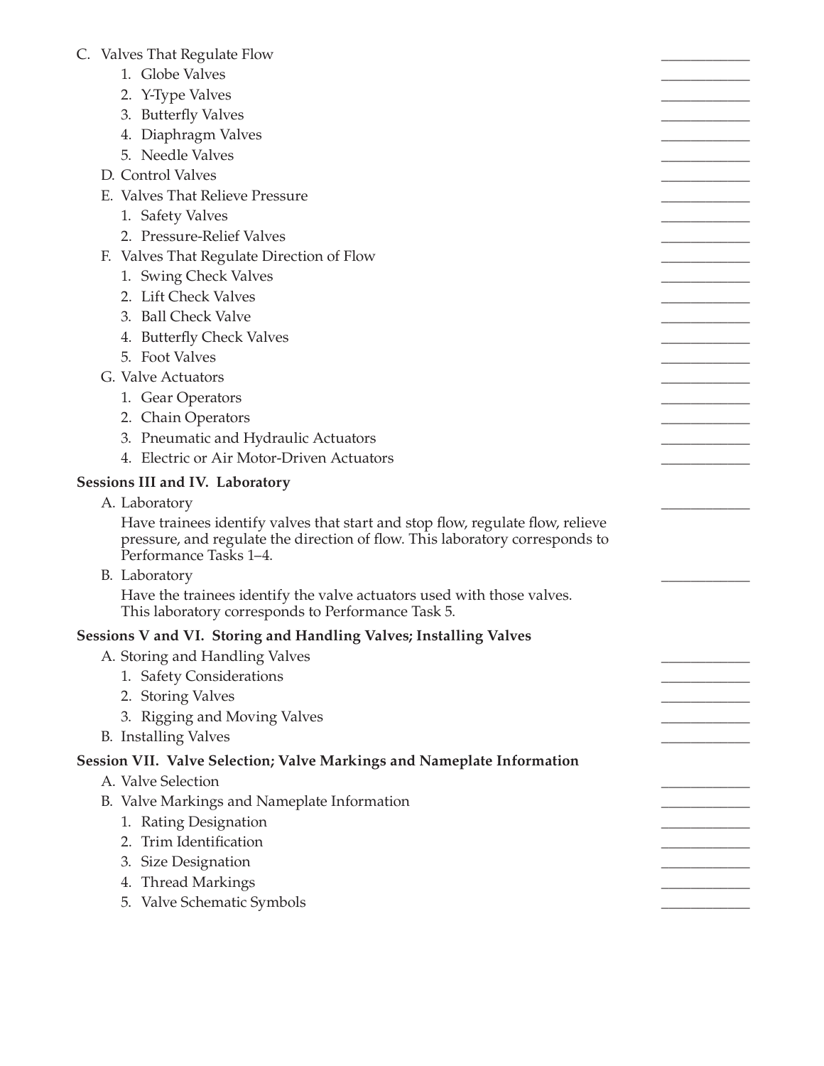C. Valves That Regulate Flow

1. Globe Valves
2. Y-Type Valves
3. Butterfly Valves
4. Diaphragm Valves
5. Needle Valves

D. Control Valves

E. Valves That Relieve Pressure

1. Safety Valves
2. Pressure-Relief Valves

F. Valves That Regulate Direction of Flow

1. Swing Check Valves
2. Lift Check Valves
3. Ball Check Valve
4. Butterfly Check Valves
5. Foot Valves

G. Valve Actuators

1. Gear Operators
2. Chain Operators
3. Pneumatic and Hydraulic Actuators
4. Electric or Air Motor-Driven Actuators

**Sessions III and IV. Laboratory**

A. Laboratory

Have trainees identify valves that start and stop flow, regulate flow, relieve pressure, and regulate the direction of flow. This laboratory corresponds to Performance Tasks 1–4.

B. Laboratory

Have the trainees identify the valve actuators used with those valves. This laboratory corresponds to Performance Task 5.

**Sessions V and VI. Storing and Handling Valves; Installing Valves**

A. Storing and Handling Valves

1. Safety Considerations
2. Storing Valves
3. Rigging and Moving Valves

B. Installing Valves

**Session VII. Valve Selection; Valve Markings and Nameplate Information**

A. Valve Selection

B. Valve Markings and Nameplate Information

1. Rating Designation
2. Trim Identification
3. Size Designation
4. Thread Markings
5. Valve Schematic Symbols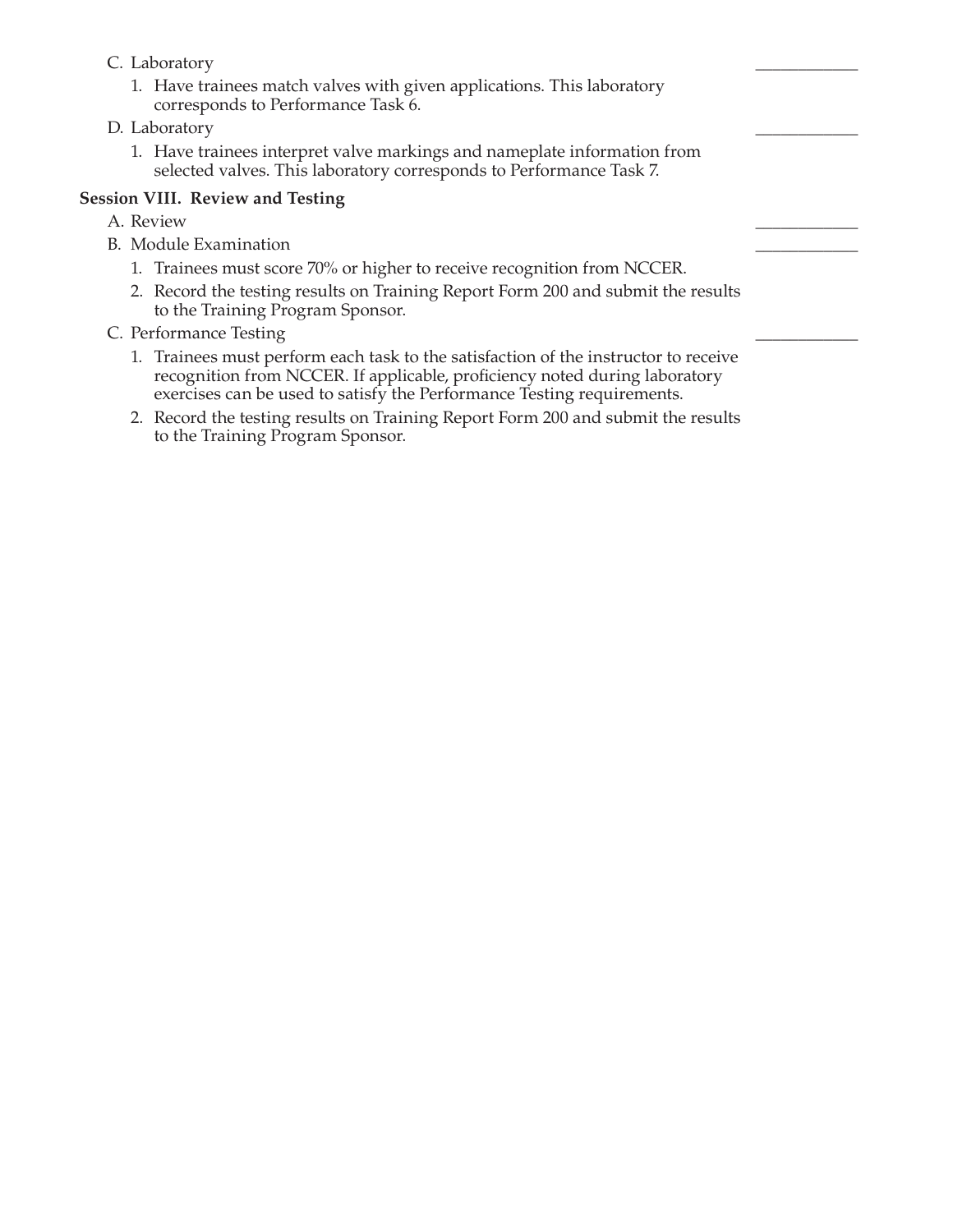C. Laboratory ____________

1. Have trainees match valves with given applications. This laboratory corresponds to Performance Task 6.

D. Laboratory ____________

1. Have trainees interpret valve markings and nameplate information from selected valves. This laboratory corresponds to Performance Task 7.

**Session VIII. Review and Testing**

A. Review ____________

B. Module Examination ____________

1. Trainees must score 70% or higher to receive recognition from NCCER.
2. Record the testing results on Training Report Form 200 and submit the results to the Training Program Sponsor.

C. Performance Testing ____________

1. Trainees must perform each task to the satisfaction of the instructor to receive recognition from NCCER. If applicable, proficiency noted during laboratory exercises can be used to satisfy the Performance Testing requirements.
2. Record the testing results on Training Report Form 200 and submit the results to the Training Program Sponsor.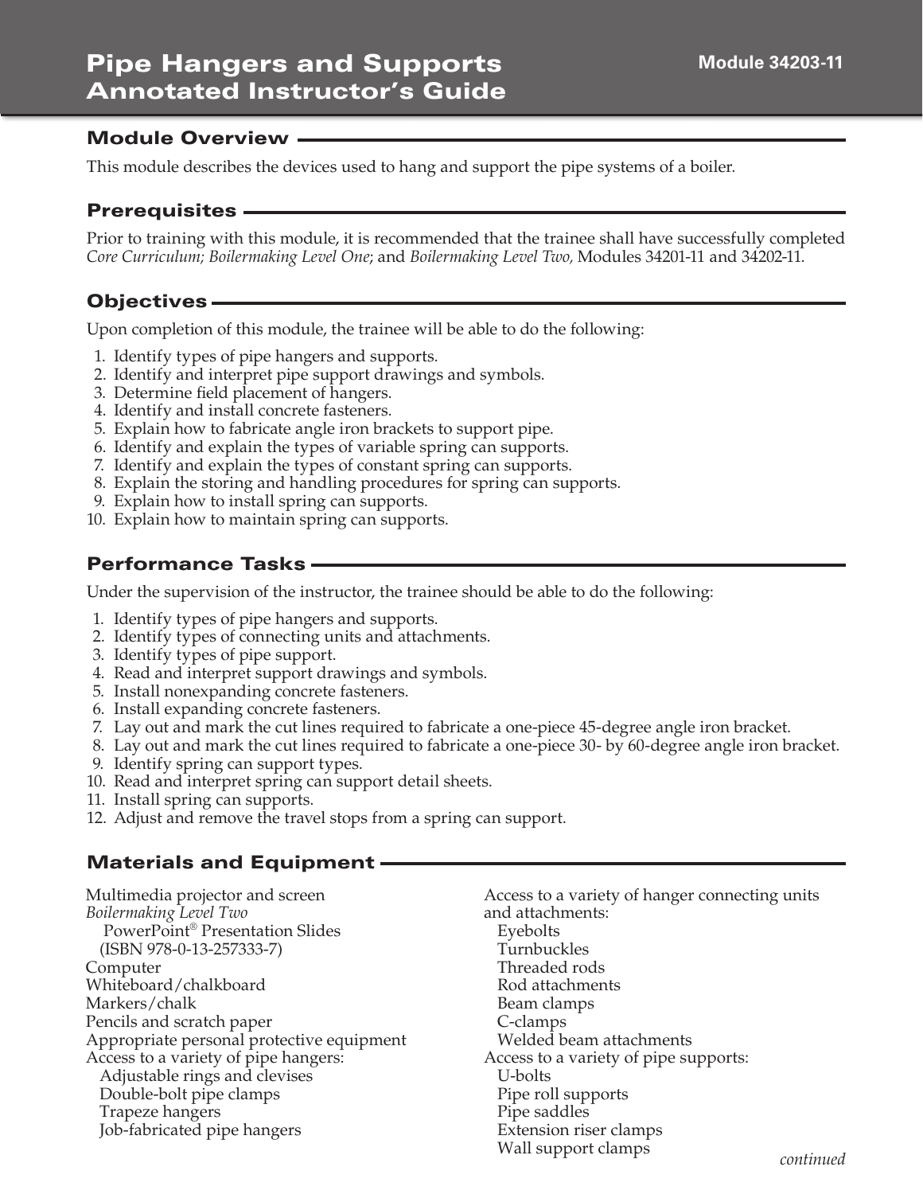# Pipe Hangers and Supports Annotated Instructor's Guide

Module 34203-11

## Module Overview

This module describes the devices used to hang and support the pipe systems of a boiler.

## Prerequisites

Prior to training with this module, it is recommended that the trainee shall have successfully completed *Core Curriculum; Boilermaking Level One*; and *Boilermaking Level Two,* Modules 34201-11 and 34202-11.

## Objectives

Upon completion of this module, the trainee will be able to do the following:

1. Identify types of pipe hangers and supports.
2. Identify and interpret pipe support drawings and symbols.
3. Determine field placement of hangers.
4. Identify and install concrete fasteners.
5. Explain how to fabricate angle iron brackets to support pipe.
6. Identify and explain the types of variable spring can supports.
7. Identify and explain the types of constant spring can supports.
8. Explain the storing and handling procedures for spring can supports.
9. Explain how to install spring can supports.
10. Explain how to maintain spring can supports.

## Performance Tasks

Under the supervision of the instructor, the trainee should be able to do the following:

1. Identify types of pipe hangers and supports.
2. Identify types of connecting units and attachments.
3. Identify types of pipe support.
4. Read and interpret support drawings and symbols.
5. Install nonexpanding concrete fasteners.
6. Install expanding concrete fasteners.
7. Lay out and mark the cut lines required to fabricate a one-piece 45-degree angle iron bracket.
8. Lay out and mark the cut lines required to fabricate a one-piece 30- by 60-degree angle iron bracket.
9. Identify spring can support types.
10. Read and interpret spring can support detail sheets.
11. Install spring can supports.
12. Adjust and remove the travel stops from a spring can support.

## Materials and Equipment

Multimedia projector and screen
*Boilermaking Level Two* PowerPoint® Presentation Slides (ISBN 978-0-13-257333-7)
Computer
Whiteboard/chalkboard
Markers/chalk
Pencils and scratch paper
Appropriate personal protective equipment
Access to a variety of pipe hangers:
- Adjustable rings and clevises
- Double-bolt pipe clamps
- Trapeze hangers
- Job-fabricated pipe hangers

Access to a variety of hanger connecting units and attachments:
- Eyebolts
- Turnbuckles
- Threaded rods
- Rod attachments
- Beam clamps
- C-clamps
- Welded beam attachments

Access to a variety of pipe supports:
- U-bolts
- Pipe roll supports
- Pipe saddles
- Extension riser clamps
- Wall support clamps

*continued*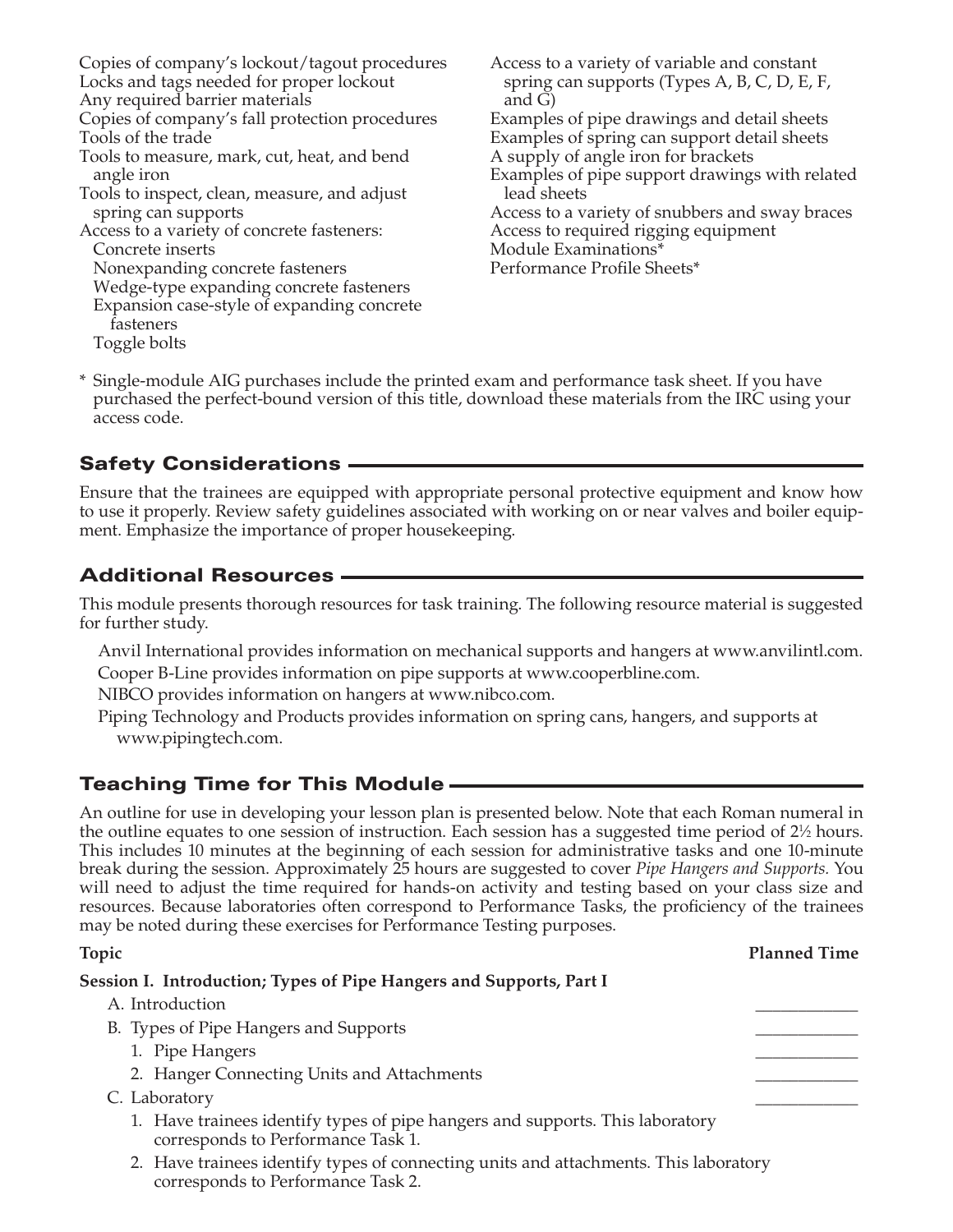- Copies of company's lockout/tagout procedures
- Locks and tags needed for proper lockout
- Any required barrier materials
- Copies of company's fall protection procedures
- Tools of the trade
- Tools to measure, mark, cut, heat, and bend angle iron
- Tools to inspect, clean, measure, and adjust spring can supports
- Access to a variety of concrete fasteners:
  - Concrete inserts
  - Nonexpanding concrete fasteners
  - Wedge-type expanding concrete fasteners
  - Expansion case-style of expanding concrete fasteners
  - Toggle bolts
- Access to a variety of variable and constant spring can supports (Types A, B, C, D, E, F, and G)
- Examples of pipe drawings and detail sheets
- Examples of spring can support detail sheets
- A supply of angle iron for brackets
- Examples of pipe support drawings with related lead sheets
- Access to a variety of snubbers and sway braces
- Access to required rigging equipment
- Module Examinations*
- Performance Profile Sheets*

\* Single-module AIG purchases include the printed exam and performance task sheet. If you have purchased the perfect-bound version of this title, download these materials from the IRC using your access code.

## Safety Considerations

Ensure that the trainees are equipped with appropriate personal protective equipment and know how to use it properly. Review safety guidelines associated with working on or near valves and boiler equipment. Emphasize the importance of proper housekeeping.

## Additional Resources

This module presents thorough resources for task training. The following resource material is suggested for further study.

Anvil International provides information on mechanical supports and hangers at www.anvilintl.com.

Cooper B-Line provides information on pipe supports at www.cooperbline.com.

NIBCO provides information on hangers at www.nibco.com.

Piping Technology and Products provides information on spring cans, hangers, and supports at www.pipingtech.com.

## Teaching Time for This Module

An outline for use in developing your lesson plan is presented below. Note that each Roman numeral in the outline equates to one session of instruction. Each session has a suggested time period of 2½ hours. This includes 10 minutes at the beginning of each session for administrative tasks and one 10-minute break during the session. Approximately 25 hours are suggested to cover *Pipe Hangers and Supports*. You will need to adjust the time required for hands-on activity and testing based on your class size and resources. Because laboratories often correspond to Performance Tasks, the proficiency of the trainees may be noted during these exercises for Performance Testing purposes.

| **Topic** | **Planned Time** |
|---|---|
| **Session I. Introduction; Types of Pipe Hangers and Supports, Part I** | |
| A. Introduction | ____________ |
| B. Types of Pipe Hangers and Supports | ____________ |
| 1. Pipe Hangers | ____________ |
| 2. Hanger Connecting Units and Attachments | ____________ |
| C. Laboratory | ____________ |
| 1. Have trainees identify types of pipe hangers and supports. This laboratory corresponds to Performance Task 1. | |
| 2. Have trainees identify types of connecting units and attachments. This laboratory corresponds to Performance Task 2. | |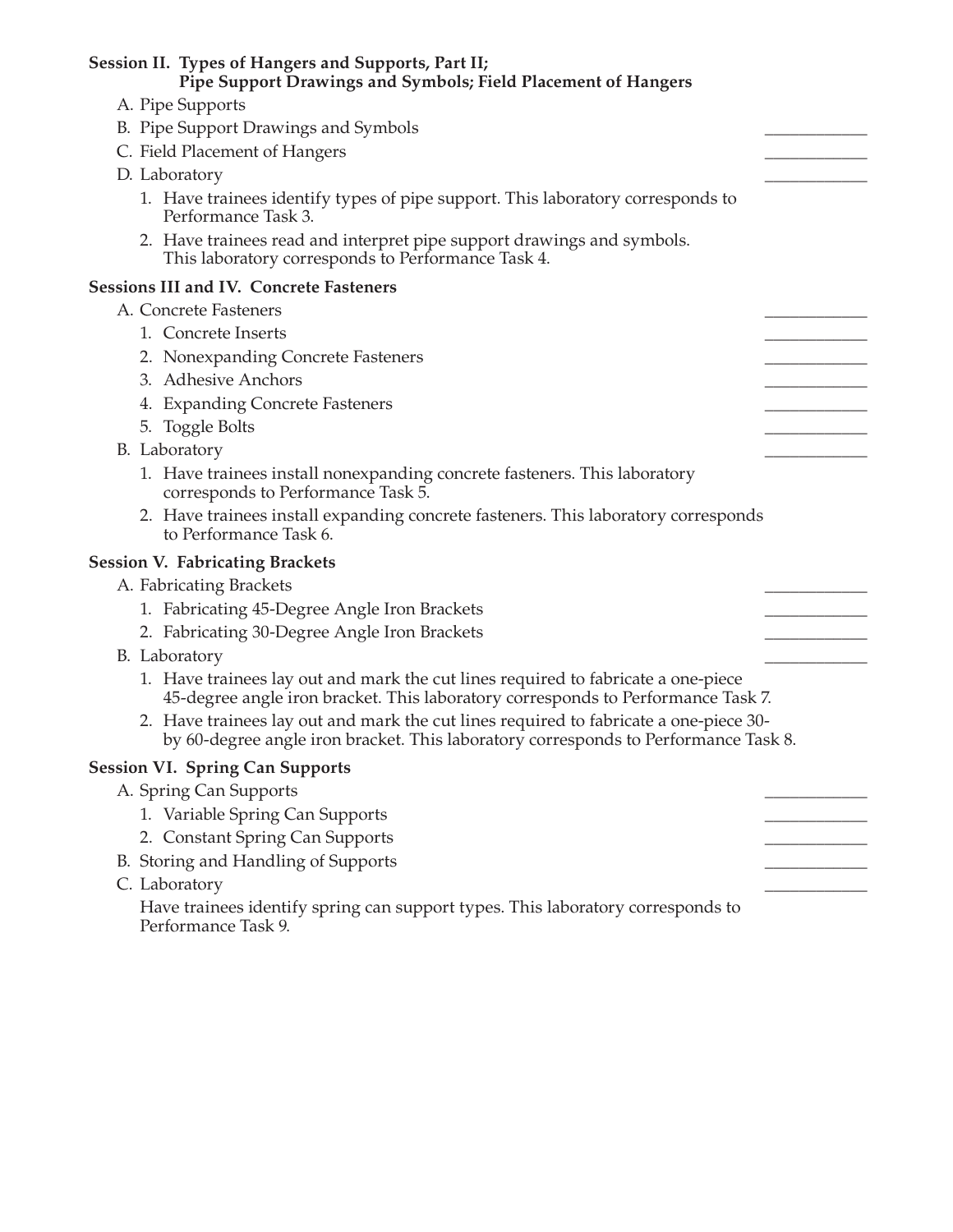**Session II. Types of Hangers and Supports, Part II; Pipe Support Drawings and Symbols; Field Placement of Hangers**

A. Pipe Supports

B. Pipe Support Drawings and Symbols ____________

C. Field Placement of Hangers ____________

D. Laboratory ____________

1. Have trainees identify types of pipe support. This laboratory corresponds to Performance Task 3.
2. Have trainees read and interpret pipe support drawings and symbols. This laboratory corresponds to Performance Task 4.

**Sessions III and IV. Concrete Fasteners**

A. Concrete Fasteners ____________

1. Concrete Inserts ____________
2. Nonexpanding Concrete Fasteners ____________
3. Adhesive Anchors ____________
4. Expanding Concrete Fasteners ____________
5. Toggle Bolts ____________

B. Laboratory ____________

1. Have trainees install nonexpanding concrete fasteners. This laboratory corresponds to Performance Task 5.
2. Have trainees install expanding concrete fasteners. This laboratory corresponds to Performance Task 6.

**Session V. Fabricating Brackets**

A. Fabricating Brackets ____________

1. Fabricating 45-Degree Angle Iron Brackets ____________
2. Fabricating 30-Degree Angle Iron Brackets ____________

B. Laboratory ____________

1. Have trainees lay out and mark the cut lines required to fabricate a one-piece 45-degree angle iron bracket. This laboratory corresponds to Performance Task 7.
2. Have trainees lay out and mark the cut lines required to fabricate a one-piece 30- by 60-degree angle iron bracket. This laboratory corresponds to Performance Task 8.

**Session VI. Spring Can Supports**

A. Spring Can Supports ____________

1. Variable Spring Can Supports ____________
2. Constant Spring Can Supports ____________

B. Storing and Handling of Supports ____________

C. Laboratory ____________

Have trainees identify spring can support types. This laboratory corresponds to Performance Task 9.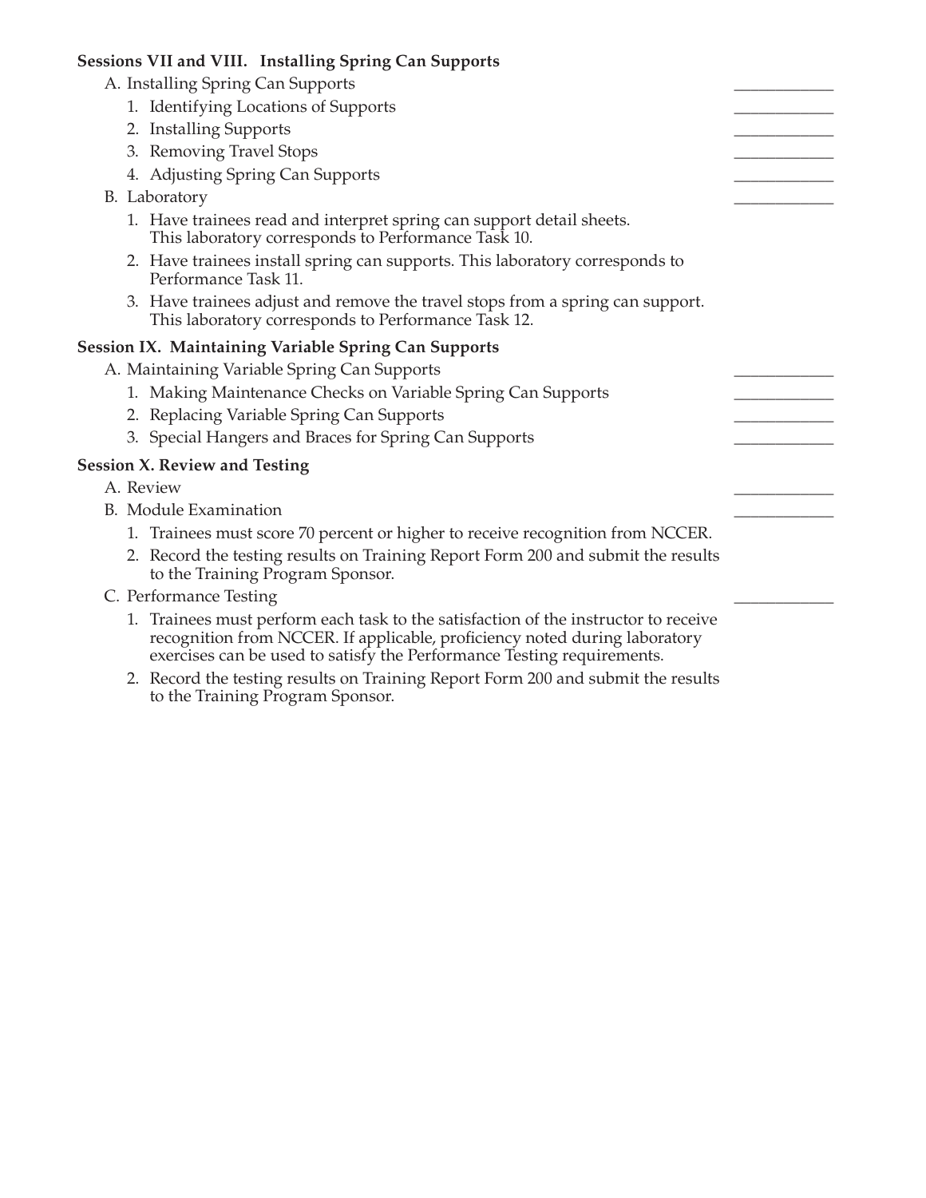**Sessions VII and VIII. Installing Spring Can Supports**

A. Installing Spring Can Supports ____________

1. Identifying Locations of Supports ____________
2. Installing Supports ____________
3. Removing Travel Stops ____________
4. Adjusting Spring Can Supports ____________

B. Laboratory ____________

1. Have trainees read and interpret spring can support detail sheets. This laboratory corresponds to Performance Task 10.
2. Have trainees install spring can supports. This laboratory corresponds to Performance Task 11.
3. Have trainees adjust and remove the travel stops from a spring can support. This laboratory corresponds to Performance Task 12.

**Session IX. Maintaining Variable Spring Can Supports**

A. Maintaining Variable Spring Can Supports ____________

1. Making Maintenance Checks on Variable Spring Can Supports ____________
2. Replacing Variable Spring Can Supports ____________
3. Special Hangers and Braces for Spring Can Supports ____________

**Session X. Review and Testing**

A. Review ____________

B. Module Examination ____________

1. Trainees must score 70 percent or higher to receive recognition from NCCER.
2. Record the testing results on Training Report Form 200 and submit the results to the Training Program Sponsor.

C. Performance Testing ____________

1. Trainees must perform each task to the satisfaction of the instructor to receive recognition from NCCER. If applicable, proficiency noted during laboratory exercises can be used to satisfy the Performance Testing requirements.
2. Record the testing results on Training Report Form 200 and submit the results to the Training Program Sponsor.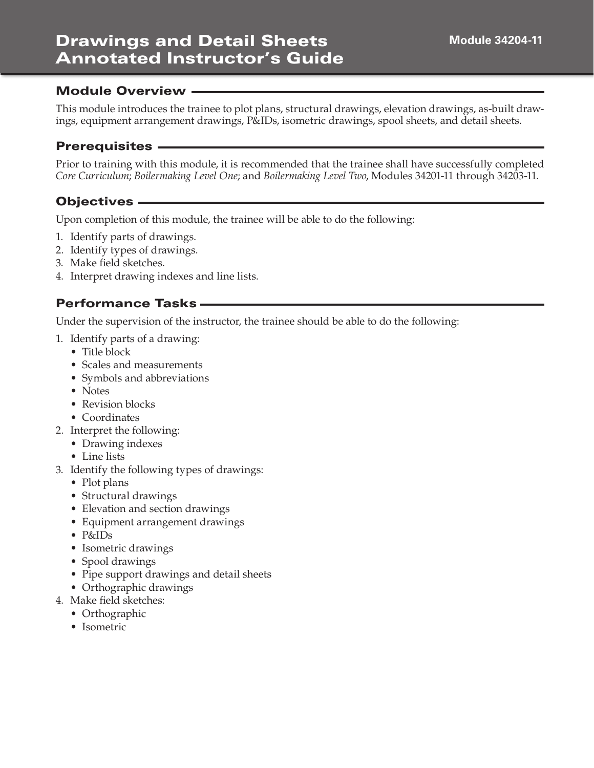# Drawings and Detail Sheets Annotated Instructor's Guide

Module 34204-11

## Module Overview

This module introduces the trainee to plot plans, structural drawings, elevation drawings, as-built drawings, equipment arrangement drawings, P&IDs, isometric drawings, spool sheets, and detail sheets.

## Prerequisites

Prior to training with this module, it is recommended that the trainee shall have successfully completed *Core Curriculum*; *Boilermaking Level One*; and *Boilermaking Level Two*, Modules 34201-11 through 34203-11.

## Objectives

Upon completion of this module, the trainee will be able to do the following:

1. Identify parts of drawings.
2. Identify types of drawings.
3. Make field sketches.
4. Interpret drawing indexes and line lists.

## Performance Tasks

Under the supervision of the instructor, the trainee should be able to do the following:

1. Identify parts of a drawing:
   - Title block
   - Scales and measurements
   - Symbols and abbreviations
   - Notes
   - Revision blocks
   - Coordinates
2. Interpret the following:
   - Drawing indexes
   - Line lists
3. Identify the following types of drawings:
   - Plot plans
   - Structural drawings
   - Elevation and section drawings
   - Equipment arrangement drawings
   - P&IDs
   - Isometric drawings
   - Spool drawings
   - Pipe support drawings and detail sheets
   - Orthographic drawings
4. Make field sketches:
   - Orthographic
   - Isometric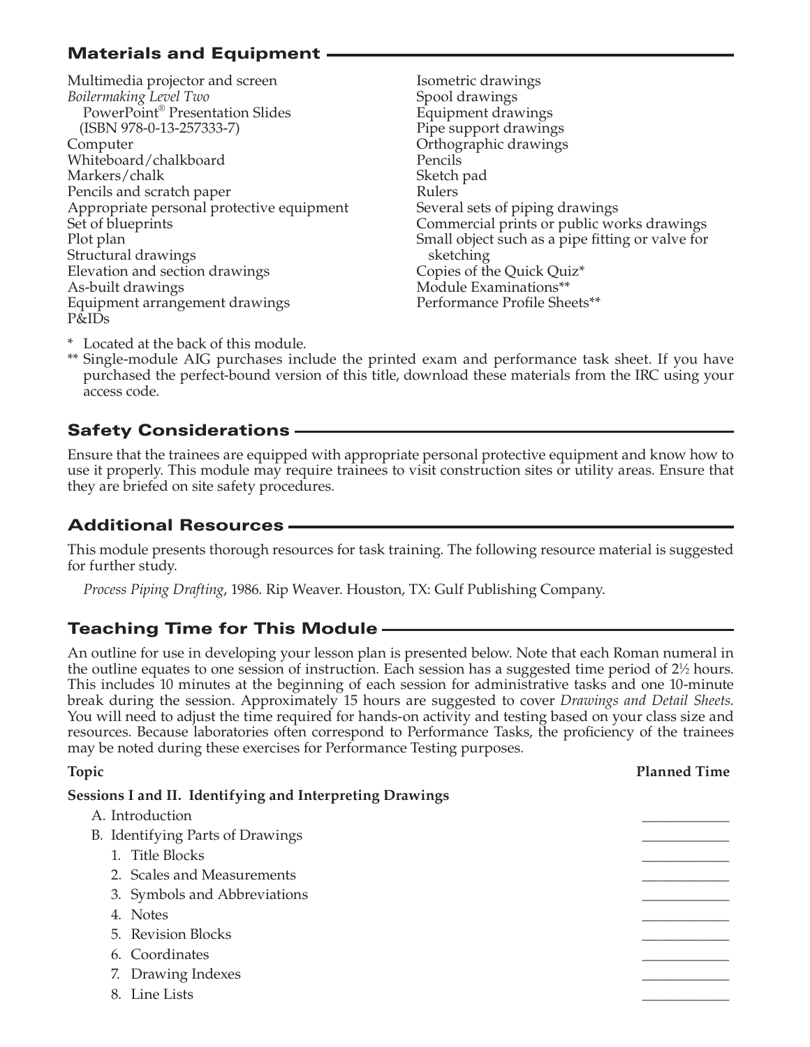## Materials and Equipment

Multimedia projector and screen
*Boilermaking Level Two*
PowerPoint® Presentation Slides
(ISBN 978-0-13-257333-7)
Computer
Whiteboard/chalkboard
Markers/chalk
Pencils and scratch paper
Appropriate personal protective equipment
Set of blueprints
Plot plan
Structural drawings
Elevation and section drawings
As-built drawings
Equipment arrangement drawings
P&IDs
Isometric drawings
Spool drawings
Equipment drawings
Pipe support drawings
Orthographic drawings
Pencils
Sketch pad
Rulers
Several sets of piping drawings
Commercial prints or public works drawings
Small object such as a pipe fitting or valve for sketching
Copies of the Quick Quiz*
Module Examinations**
Performance Profile Sheets**

\* Located at the back of this module.
\** Single-module AIG purchases include the printed exam and performance task sheet. If you have purchased the perfect-bound version of this title, download these materials from the IRC using your access code.

## Safety Considerations

Ensure that the trainees are equipped with appropriate personal protective equipment and know how to use it properly. This module may require trainees to visit construction sites or utility areas. Ensure that they are briefed on site safety procedures.

## Additional Resources

This module presents thorough resources for task training. The following resource material is suggested for further study.

*Process Piping Drafting*, 1986. Rip Weaver. Houston, TX: Gulf Publishing Company.

## Teaching Time for This Module

An outline for use in developing your lesson plan is presented below. Note that each Roman numeral in the outline equates to one session of instruction. Each session has a suggested time period of 2½ hours. This includes 10 minutes at the beginning of each session for administrative tasks and one 10-minute break during the session. Approximately 15 hours are suggested to cover *Drawings and Detail Sheets*. You will need to adjust the time required for hands-on activity and testing based on your class size and resources. Because laboratories often correspond to Performance Tasks, the proficiency of the trainees may be noted during these exercises for Performance Testing purposes.

| Topic | Planned Time |
|---|---|
| **Sessions I and II. Identifying and Interpreting Drawings** | |
| A. Introduction | ____________ |
| B. Identifying Parts of Drawings | ____________ |
| 1. Title Blocks | ____________ |
| 2. Scales and Measurements | ____________ |
| 3. Symbols and Abbreviations | ____________ |
| 4. Notes | ____________ |
| 5. Revision Blocks | ____________ |
| 6. Coordinates | ____________ |
| 7. Drawing Indexes | ____________ |
| 8. Line Lists | ____________ |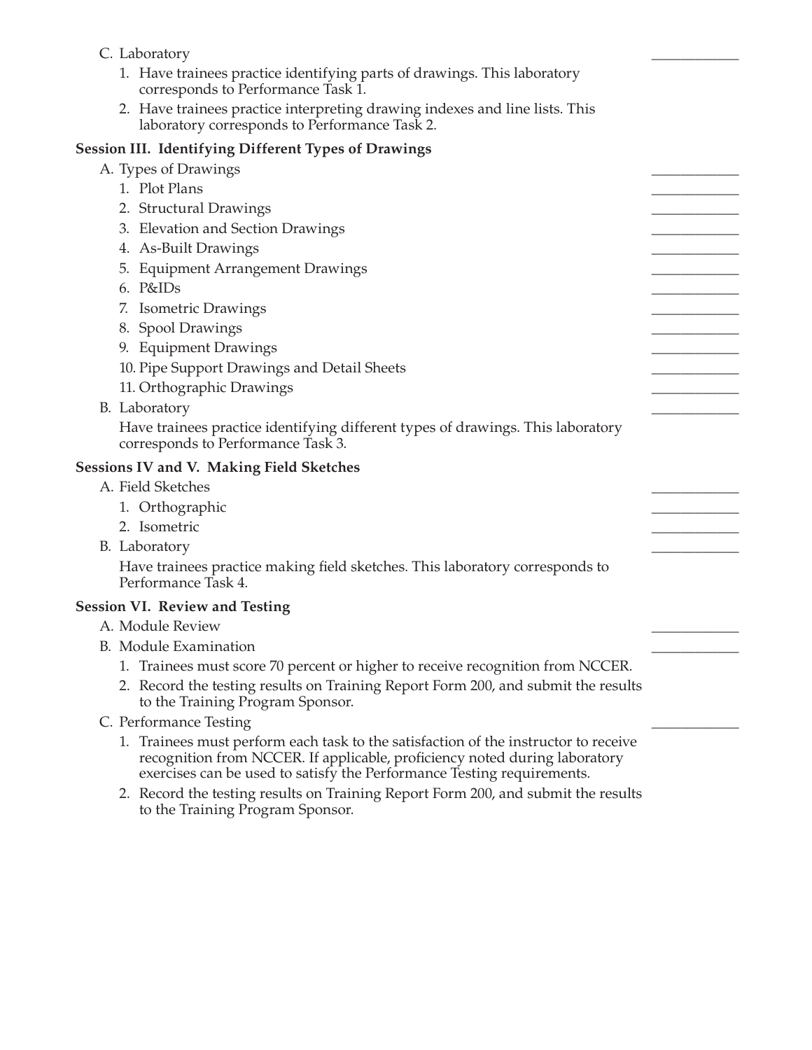C. Laboratory \_\_\_\_\_\_\_\_\_\_\_\_

1. Have trainees practice identifying parts of drawings. This laboratory corresponds to Performance Task 1.
2. Have trainees practice interpreting drawing indexes and line lists. This laboratory corresponds to Performance Task 2.

**Session III. Identifying Different Types of Drawings**

A. Types of Drawings \_\_\_\_\_\_\_\_\_\_\_\_

1. Plot Plans \_\_\_\_\_\_\_\_\_\_\_\_
2. Structural Drawings \_\_\_\_\_\_\_\_\_\_\_\_
3. Elevation and Section Drawings \_\_\_\_\_\_\_\_\_\_\_\_
4. As-Built Drawings \_\_\_\_\_\_\_\_\_\_\_\_
5. Equipment Arrangement Drawings \_\_\_\_\_\_\_\_\_\_\_\_
6. P&IDs \_\_\_\_\_\_\_\_\_\_\_\_
7. Isometric Drawings \_\_\_\_\_\_\_\_\_\_\_\_
8. Spool Drawings \_\_\_\_\_\_\_\_\_\_\_\_
9. Equipment Drawings \_\_\_\_\_\_\_\_\_\_\_\_
10. Pipe Support Drawings and Detail Sheets \_\_\_\_\_\_\_\_\_\_\_\_
11. Orthographic Drawings \_\_\_\_\_\_\_\_\_\_\_\_

B. Laboratory \_\_\_\_\_\_\_\_\_\_\_\_

Have trainees practice identifying different types of drawings. This laboratory corresponds to Performance Task 3.

**Sessions IV and V. Making Field Sketches**

A. Field Sketches \_\_\_\_\_\_\_\_\_\_\_\_

1. Orthographic \_\_\_\_\_\_\_\_\_\_\_\_
2. Isometric \_\_\_\_\_\_\_\_\_\_\_\_

B. Laboratory \_\_\_\_\_\_\_\_\_\_\_\_

Have trainees practice making field sketches. This laboratory corresponds to Performance Task 4.

**Session VI. Review and Testing**

A. Module Review \_\_\_\_\_\_\_\_\_\_\_\_

B. Module Examination \_\_\_\_\_\_\_\_\_\_\_\_

1. Trainees must score 70 percent or higher to receive recognition from NCCER.
2. Record the testing results on Training Report Form 200, and submit the results to the Training Program Sponsor.

C. Performance Testing \_\_\_\_\_\_\_\_\_\_\_\_

1. Trainees must perform each task to the satisfaction of the instructor to receive recognition from NCCER. If applicable, proficiency noted during laboratory exercises can be used to satisfy the Performance Testing requirements.
2. Record the testing results on Training Report Form 200, and submit the results to the Training Program Sponsor.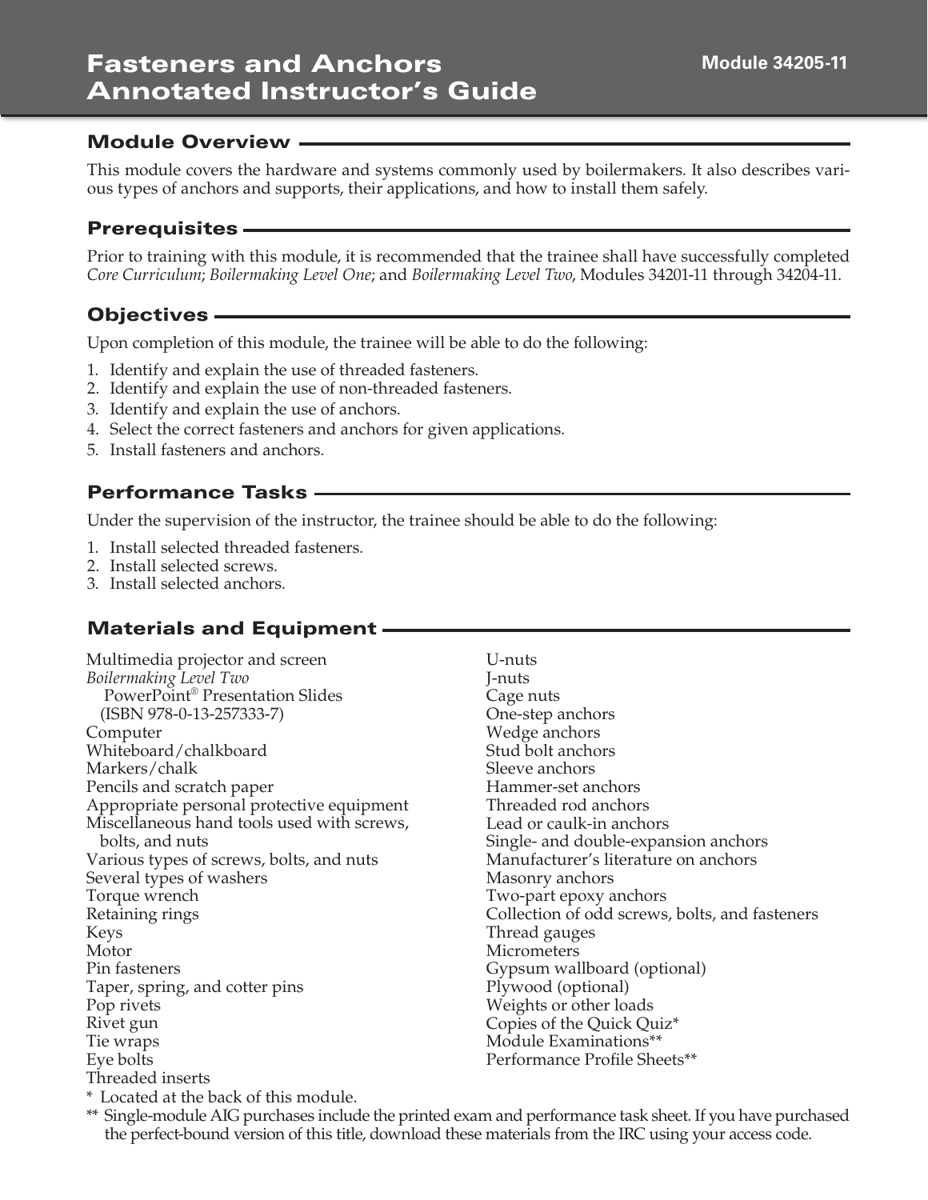# Fasteners and Anchors Annotated Instructor's Guide

Module 34205-11

## Module Overview

This module covers the hardware and systems commonly used by boilermakers. It also describes various types of anchors and supports, their applications, and how to install them safely.

## Prerequisites

Prior to training with this module, it is recommended that the trainee shall have successfully completed *Core Curriculum*; *Boilermaking Level One*; and *Boilermaking Level Two*, Modules 34201-11 through 34204-11.

## Objectives

Upon completion of this module, the trainee will be able to do the following:

1. Identify and explain the use of threaded fasteners.
2. Identify and explain the use of non-threaded fasteners.
3. Identify and explain the use of anchors.
4. Select the correct fasteners and anchors for given applications.
5. Install fasteners and anchors.

## Performance Tasks

Under the supervision of the instructor, the trainee should be able to do the following:

1. Install selected threaded fasteners.
2. Install selected screws.
3. Install selected anchors.

## Materials and Equipment

Multimedia projector and screen  
*Boilermaking Level Two* PowerPoint® Presentation Slides (ISBN 978-0-13-257333-7)  
Computer  
Whiteboard/chalkboard  
Markers/chalk  
Pencils and scratch paper  
Appropriate personal protective equipment  
Miscellaneous hand tools used with screws, bolts, and nuts  
Various types of screws, bolts, and nuts  
Several types of washers  
Torque wrench  
Retaining rings  
Keys  
Motor  
Pin fasteners  
Taper, spring, and cotter pins  
Pop rivets  
Rivet gun  
Tie wraps  
Eye bolts  
Threaded inserts  
U-nuts  
J-nuts  
Cage nuts  
One-step anchors  
Wedge anchors  
Stud bolt anchors  
Sleeve anchors  
Hammer-set anchors  
Threaded rod anchors  
Lead or caulk-in anchors  
Single- and double-expansion anchors  
Manufacturer's literature on anchors  
Masonry anchors  
Two-part epoxy anchors  
Collection of odd screws, bolts, and fasteners  
Thread gauges  
Micrometers  
Gypsum wallboard (optional)  
Plywood (optional)  
Weights or other loads  
Copies of the Quick Quiz*  
Module Examinations**  
Performance Profile Sheets**

\* Located at the back of this module.

\*\* Single-module AIG purchases include the printed exam and performance task sheet. If you have purchased the perfect-bound version of this title, download these materials from the IRC using your access code.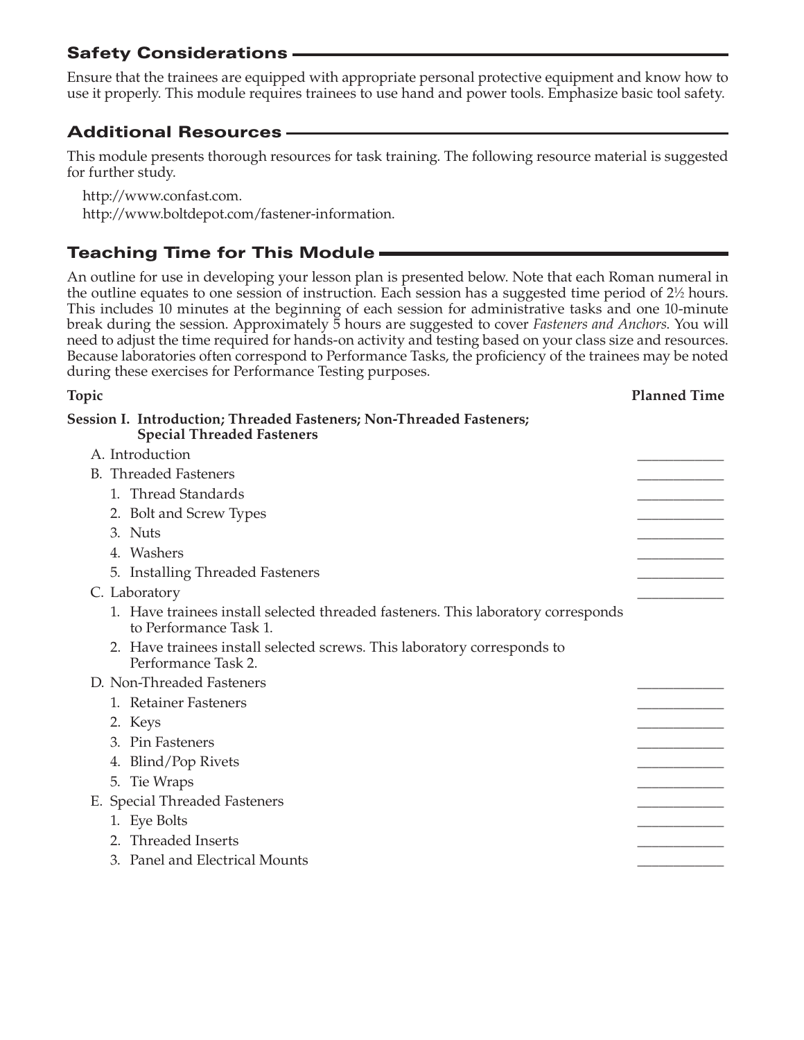## Safety Considerations

Ensure that the trainees are equipped with appropriate personal protective equipment and know how to use it properly. This module requires trainees to use hand and power tools. Emphasize basic tool safety.

## Additional Resources

This module presents thorough resources for task training. The following resource material is suggested for further study.

http://www.confast.com.
http://www.boltdepot.com/fastener-information.

## Teaching Time for This Module

An outline for use in developing your lesson plan is presented below. Note that each Roman numeral in the outline equates to one session of instruction. Each session has a suggested time period of 2½ hours. This includes 10 minutes at the beginning of each session for administrative tasks and one 10-minute break during the session. Approximately 5 hours are suggested to cover *Fasteners and Anchors*. You will need to adjust the time required for hands-on activity and testing based on your class size and resources. Because laboratories often correspond to Performance Tasks, the proficiency of the trainees may be noted during these exercises for Performance Testing purposes.

| Topic | Planned Time |
|---|---|
| **Session I. Introduction; Threaded Fasteners; Non-Threaded Fasteners; Special Threaded Fasteners** | |
| A. Introduction | ____________ |
| B. Threaded Fasteners | ____________ |
| 1. Thread Standards | ____________ |
| 2. Bolt and Screw Types | ____________ |
| 3. Nuts | ____________ |
| 4. Washers | ____________ |
| 5. Installing Threaded Fasteners | ____________ |
| C. Laboratory | ____________ |
| 1. Have trainees install selected threaded fasteners. This laboratory corresponds to Performance Task 1. | |
| 2. Have trainees install selected screws. This laboratory corresponds to Performance Task 2. | |
| D. Non-Threaded Fasteners | ____________ |
| 1. Retainer Fasteners | ____________ |
| 2. Keys | ____________ |
| 3. Pin Fasteners | ____________ |
| 4. Blind/Pop Rivets | ____________ |
| 5. Tie Wraps | ____________ |
| E. Special Threaded Fasteners | ____________ |
| 1. Eye Bolts | ____________ |
| 2. Threaded Inserts | ____________ |
| 3. Panel and Electrical Mounts | ____________ |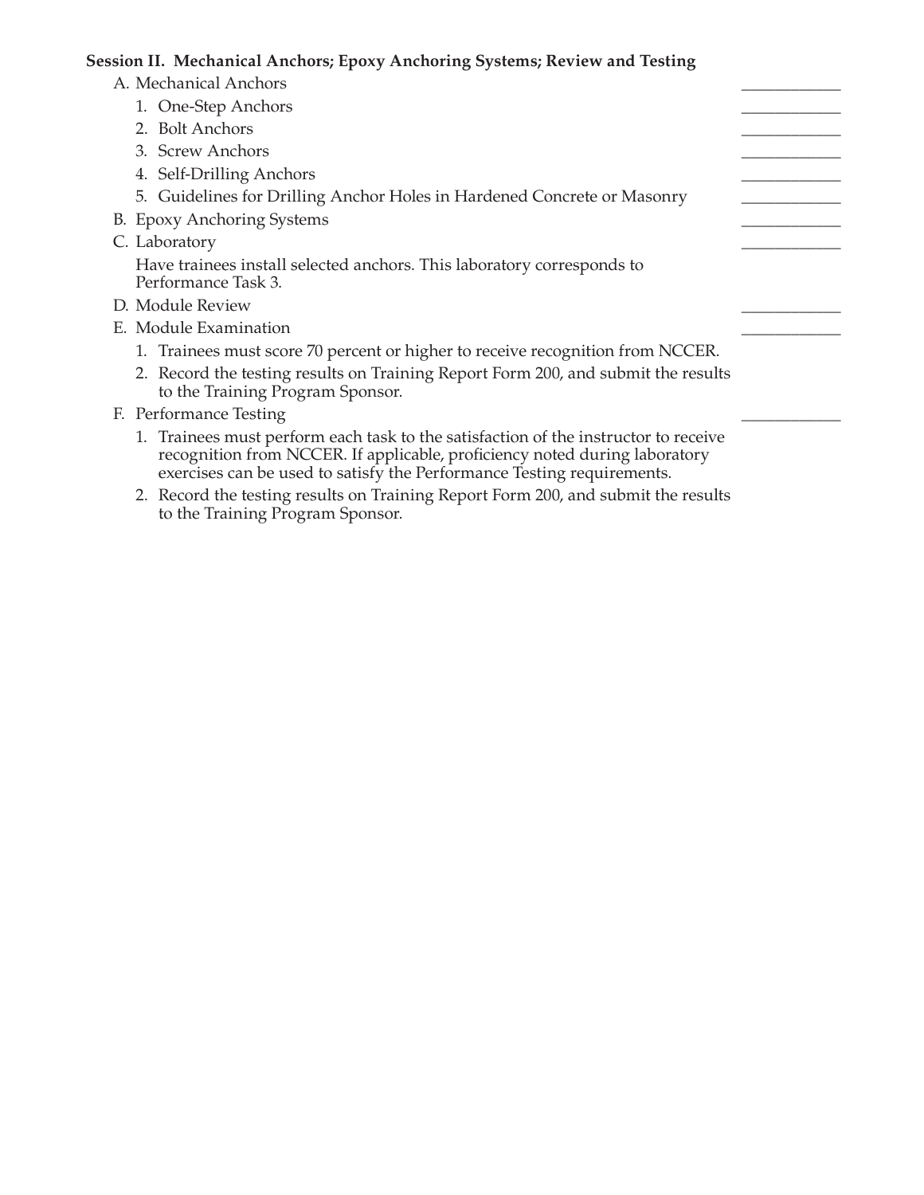**Session II. Mechanical Anchors; Epoxy Anchoring Systems; Review and Testing**

A. Mechanical Anchors ____________
   1. One-Step Anchors ____________
   2. Bolt Anchors ____________
   3. Screw Anchors ____________
   4. Self-Drilling Anchors ____________
   5. Guidelines for Drilling Anchor Holes in Hardened Concrete or Masonry ____________

B. Epoxy Anchoring Systems ____________

C. Laboratory ____________

   Have trainees install selected anchors. This laboratory corresponds to Performance Task 3.

D. Module Review ____________

E. Module Examination ____________
   1. Trainees must score 70 percent or higher to receive recognition from NCCER.
   2. Record the testing results on Training Report Form 200, and submit the results to the Training Program Sponsor.

F. Performance Testing ____________
   1. Trainees must perform each task to the satisfaction of the instructor to receive recognition from NCCER. If applicable, proficiency noted during laboratory exercises can be used to satisfy the Performance Testing requirements.
   2. Record the testing results on Training Report Form 200, and submit the results to the Training Program Sponsor.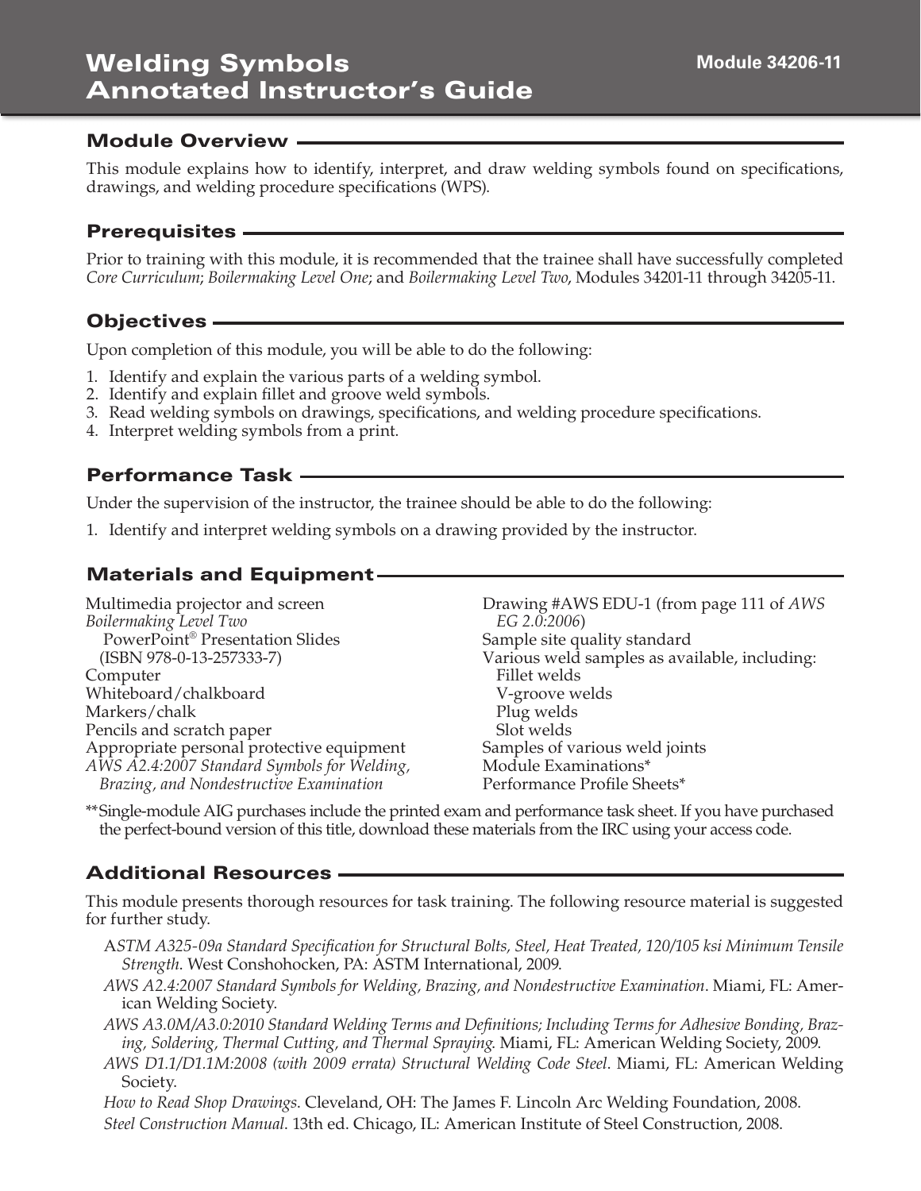# Welding Symbols Annotated Instructor's Guide

**Module 34206-11**

## Module Overview

This module explains how to identify, interpret, and draw welding symbols found on specifications, drawings, and welding procedure specifications (WPS).

## Prerequisites

Prior to training with this module, it is recommended that the trainee shall have successfully completed *Core Curriculum*; *Boilermaking Level One*; and *Boilermaking Level Two*, Modules 34201-11 through 34205-11.

## Objectives

Upon completion of this module, you will be able to do the following:

1. Identify and explain the various parts of a welding symbol.
2. Identify and explain fillet and groove weld symbols.
3. Read welding symbols on drawings, specifications, and welding procedure specifications.
4. Interpret welding symbols from a print.

## Performance Task

Under the supervision of the instructor, the trainee should be able to do the following:

1. Identify and interpret welding symbols on a drawing provided by the instructor.

## Materials and Equipment

Multimedia projector and screen
*Boilermaking Level Two* PowerPoint® Presentation Slides (ISBN 978-0-13-257333-7)
Computer
Whiteboard/chalkboard
Markers/chalk
Pencils and scratch paper
Appropriate personal protective equipment
*AWS A2.4:2007 Standard Symbols for Welding, Brazing, and Nondestructive Examination*
Drawing #AWS EDU-1 (from page 111 of *AWS EG 2.0:2006*)
Sample site quality standard
Various weld samples as available, including:
- Fillet welds
- V-groove welds
- Plug welds
- Slot welds

Samples of various weld joints
Module Examinations*
Performance Profile Sheets*

** Single-module AIG purchases include the printed exam and performance task sheet. If you have purchased the perfect-bound version of this title, download these materials from the IRC using your access code.

## Additional Resources

This module presents thorough resources for task training. The following resource material is suggested for further study.

*ASTM A325-09a Standard Specification for Structural Bolts, Steel, Heat Treated, 120/105 ksi Minimum Tensile Strength*. West Conshohocken, PA: ASTM International, 2009.

*AWS A2.4:2007 Standard Symbols for Welding, Brazing, and Nondestructive Examination*. Miami, FL: American Welding Society.

*AWS A3.0M/A3.0:2010 Standard Welding Terms and Definitions; Including Terms for Adhesive Bonding, Brazing, Soldering, Thermal Cutting, and Thermal Spraying*. Miami, FL: American Welding Society, 2009.

*AWS D1.1/D1.1M:2008 (with 2009 errata) Structural Welding Code Steel*. Miami, FL: American Welding Society.

*How to Read Shop Drawings*. Cleveland, OH: The James F. Lincoln Arc Welding Foundation, 2008.

*Steel Construction Manual*. 13th ed. Chicago, IL: American Institute of Steel Construction, 2008.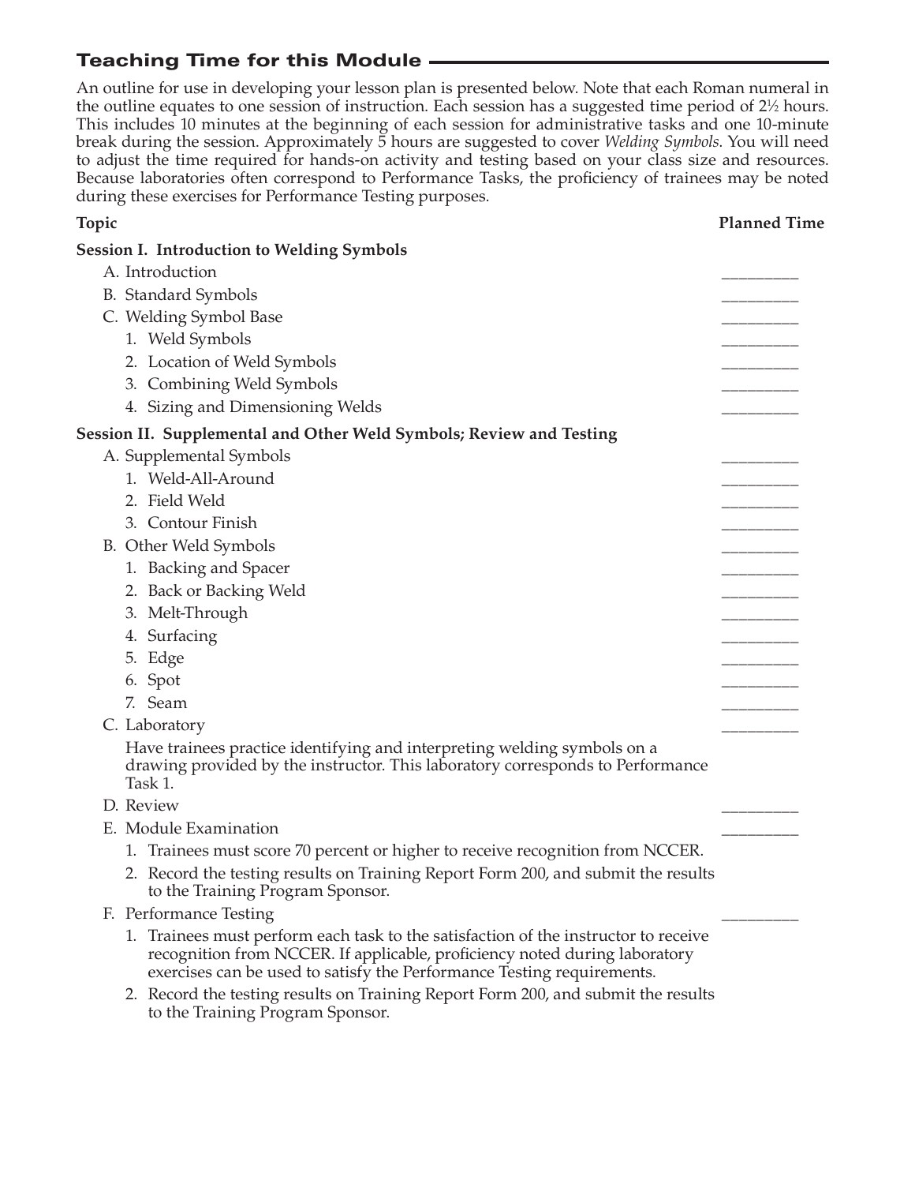## Teaching Time for this Module

An outline for use in developing your lesson plan is presented below. Note that each Roman numeral in the outline equates to one session of instruction. Each session has a suggested time period of 2½ hours. This includes 10 minutes at the beginning of each session for administrative tasks and one 10-minute break during the session. Approximately 5 hours are suggested to cover *Welding Symbols*. You will need to adjust the time required for hands-on activity and testing based on your class size and resources. Because laboratories often correspond to Performance Tasks, the proficiency of trainees may be noted during these exercises for Performance Testing purposes.

| Topic | Planned Time |
|---|---|
| **Session I. Introduction to Welding Symbols** | |
| A. Introduction | _________ |
| B. Standard Symbols | _________ |
| C. Welding Symbol Base | _________ |
| 1. Weld Symbols | _________ |
| 2. Location of Weld Symbols | _________ |
| 3. Combining Weld Symbols | _________ |
| 4. Sizing and Dimensioning Welds | _________ |
| **Session II. Supplemental and Other Weld Symbols; Review and Testing** | |
| A. Supplemental Symbols | _________ |
| 1. Weld-All-Around | _________ |
| 2. Field Weld | _________ |
| 3. Contour Finish | _________ |
| B. Other Weld Symbols | _________ |
| 1. Backing and Spacer | _________ |
| 2. Back or Backing Weld | _________ |
| 3. Melt-Through | _________ |
| 4. Surfacing | _________ |
| 5. Edge | _________ |
| 6. Spot | _________ |
| 7. Seam | _________ |
| C. Laboratory | _________ |
| Have trainees practice identifying and interpreting welding symbols on a drawing provided by the instructor. This laboratory corresponds to Performance Task 1. | |
| D. Review | _________ |
| E. Module Examination | _________ |
| 1. Trainees must score 70 percent or higher to receive recognition from NCCER. | |
| 2. Record the testing results on Training Report Form 200, and submit the results to the Training Program Sponsor. | |
| F. Performance Testing | _________ |
| 1. Trainees must perform each task to the satisfaction of the instructor to receive recognition from NCCER. If applicable, proficiency noted during laboratory exercises can be used to satisfy the Performance Testing requirements. | |
| 2. Record the testing results on Training Report Form 200, and submit the results to the Training Program Sponsor. | |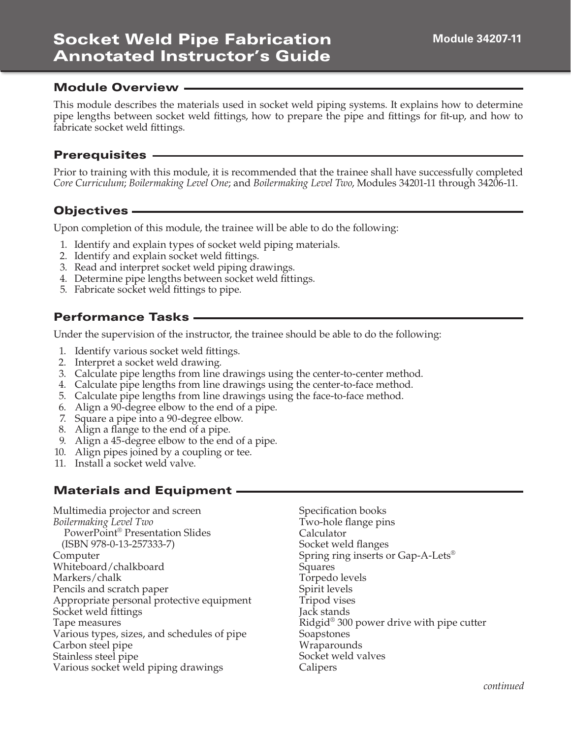# Socket Weld Pipe Fabrication Annotated Instructor's Guide

Module 34207-11

## Module Overview

This module describes the materials used in socket weld piping systems. It explains how to determine pipe lengths between socket weld fittings, how to prepare the pipe and fittings for fit-up, and how to fabricate socket weld fittings.

## Prerequisites

Prior to training with this module, it is recommended that the trainee shall have successfully completed *Core Curriculum*; *Boilermaking Level One*; and *Boilermaking Level Two*, Modules 34201-11 through 34206-11.

## Objectives

Upon completion of this module, the trainee will be able to do the following:

1. Identify and explain types of socket weld piping materials.
2. Identify and explain socket weld fittings.
3. Read and interpret socket weld piping drawings.
4. Determine pipe lengths between socket weld fittings.
5. Fabricate socket weld fittings to pipe.

## Performance Tasks

Under the supervision of the instructor, the trainee should be able to do the following:

1. Identify various socket weld fittings.
2. Interpret a socket weld drawing.
3. Calculate pipe lengths from line drawings using the center-to-center method.
4. Calculate pipe lengths from line drawings using the center-to-face method.
5. Calculate pipe lengths from line drawings using the face-to-face method.
6. Align a 90-degree elbow to the end of a pipe.
7. Square a pipe into a 90-degree elbow.
8. Align a flange to the end of a pipe.
9. Align a 45-degree elbow to the end of a pipe.
10. Align pipes joined by a coupling or tee.
11. Install a socket weld valve.

## Materials and Equipment

Multimedia projector and screen
*Boilermaking Level Two* PowerPoint® Presentation Slides (ISBN 978-0-13-257333-7)
Computer
Whiteboard/chalkboard
Markers/chalk
Pencils and scratch paper
Appropriate personal protective equipment
Socket weld fittings
Tape measures
Various types, sizes, and schedules of pipe
Carbon steel pipe
Stainless steel pipe
Various socket weld piping drawings
Specification books
Two-hole flange pins
Calculator
Socket weld flanges
Spring ring inserts or Gap-A-Lets®
Squares
Torpedo levels
Spirit levels
Tripod vises
Jack stands
Ridgid® 300 power drive with pipe cutter
Soapstones
Wraparounds
Socket weld valves
Calipers

*continued*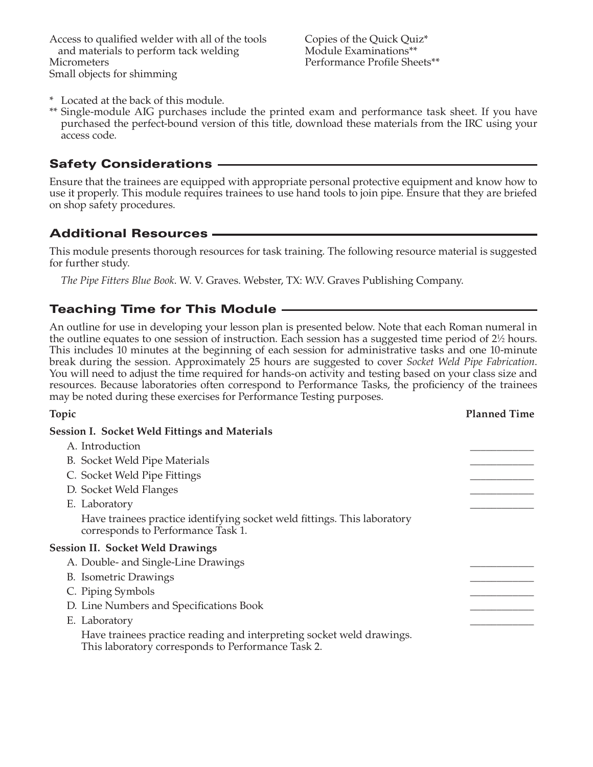Access to qualified welder with all of the tools and materials to perform tack welding
Micrometers
Small objects for shimming

Copies of the Quick Quiz*
Module Examinations**
Performance Profile Sheets**

\* Located at the back of this module.
\** Single-module AIG purchases include the printed exam and performance task sheet. If you have purchased the perfect-bound version of this title, download these materials from the IRC using your access code.

## Safety Considerations

Ensure that the trainees are equipped with appropriate personal protective equipment and know how to use it properly. This module requires trainees to use hand tools to join pipe. Ensure that they are briefed on shop safety procedures.

## Additional Resources

This module presents thorough resources for task training. The following resource material is suggested for further study.

*The Pipe Fitters Blue Book*. W. V. Graves. Webster, TX: W.V. Graves Publishing Company.

## Teaching Time for This Module

An outline for use in developing your lesson plan is presented below. Note that each Roman numeral in the outline equates to one session of instruction. Each session has a suggested time period of 2½ hours. This includes 10 minutes at the beginning of each session for administrative tasks and one 10-minute break during the session. Approximately 25 hours are suggested to cover *Socket Weld Pipe Fabrication*. You will need to adjust the time required for hands-on activity and testing based on your class size and resources. Because laboratories often correspond to Performance Tasks, the proficiency of the trainees may be noted during these exercises for Performance Testing purposes.

| Topic | Planned Time |
|---|---|
| **Session I. Socket Weld Fittings and Materials** | |
| A. Introduction | ____________ |
| B. Socket Weld Pipe Materials | ____________ |
| C. Socket Weld Pipe Fittings | ____________ |
| D. Socket Weld Flanges | ____________ |
| E. Laboratory | ____________ |
| Have trainees practice identifying socket weld fittings. This laboratory corresponds to Performance Task 1. | |
| **Session II. Socket Weld Drawings** | |
| A. Double- and Single-Line Drawings | ____________ |
| B. Isometric Drawings | ____________ |
| C. Piping Symbols | ____________ |
| D. Line Numbers and Specifications Book | ____________ |
| E. Laboratory | ____________ |
| Have trainees practice reading and interpreting socket weld drawings. This laboratory corresponds to Performance Task 2. | |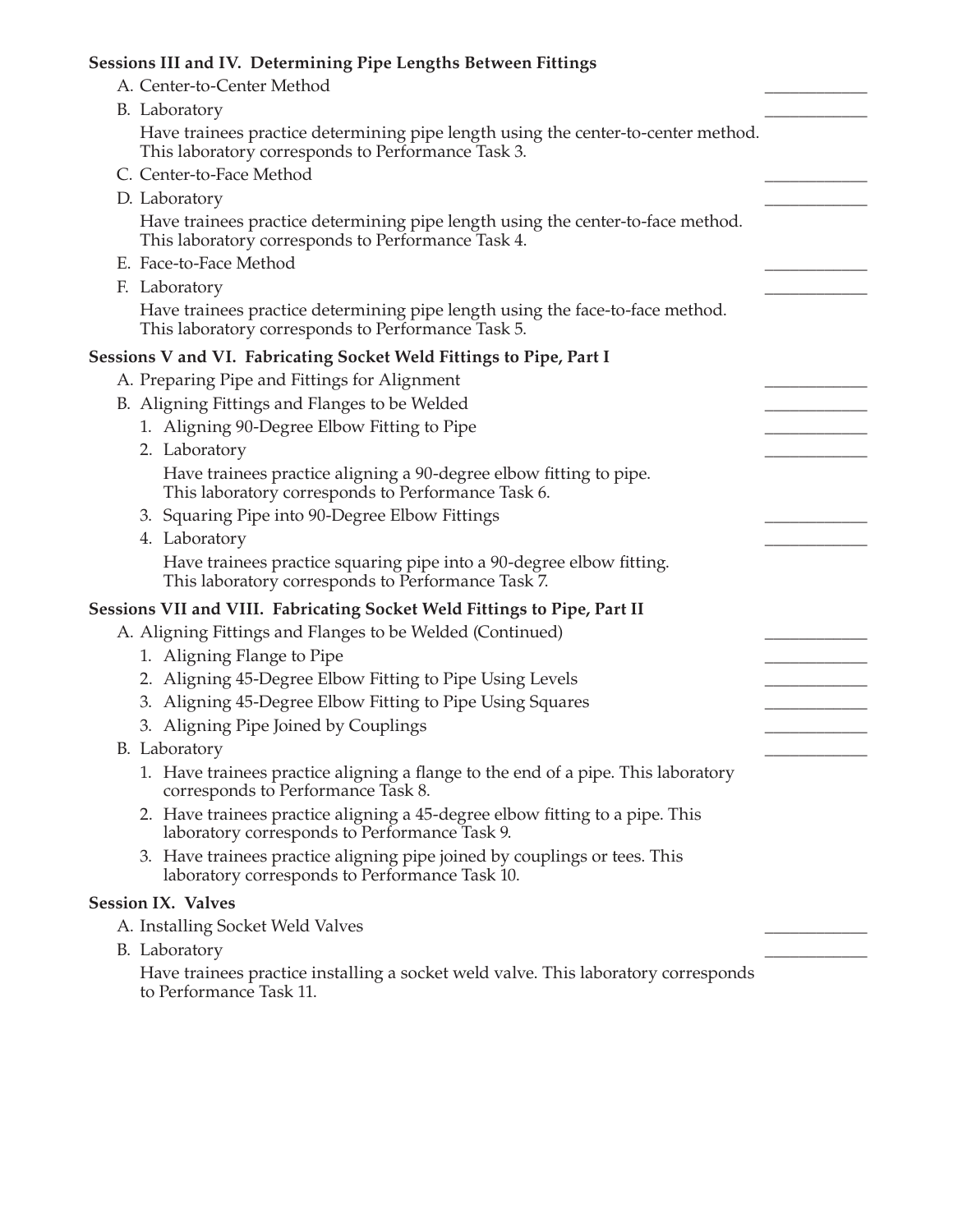**Sessions III and IV. Determining Pipe Lengths Between Fittings**

A. Center-to-Center Method ____________

B. Laboratory ____________

Have trainees practice determining pipe length using the center-to-center method. This laboratory corresponds to Performance Task 3.

C. Center-to-Face Method ____________

D. Laboratory ____________

Have trainees practice determining pipe length using the center-to-face method. This laboratory corresponds to Performance Task 4.

E. Face-to-Face Method ____________

F. Laboratory ____________

Have trainees practice determining pipe length using the face-to-face method. This laboratory corresponds to Performance Task 5.

**Sessions V and VI. Fabricating Socket Weld Fittings to Pipe, Part I**

A. Preparing Pipe and Fittings for Alignment ____________

B. Aligning Fittings and Flanges to be Welded ____________

1. Aligning 90-Degree Elbow Fitting to Pipe ____________
2. Laboratory ____________

   Have trainees practice aligning a 90-degree elbow fitting to pipe. This laboratory corresponds to Performance Task 6.

3. Squaring Pipe into 90-Degree Elbow Fittings ____________
4. Laboratory ____________

   Have trainees practice squaring pipe into a 90-degree elbow fitting. This laboratory corresponds to Performance Task 7.

**Sessions VII and VIII. Fabricating Socket Weld Fittings to Pipe, Part II**

A. Aligning Fittings and Flanges to be Welded (Continued) ____________

1. Aligning Flange to Pipe ____________
2. Aligning 45-Degree Elbow Fitting to Pipe Using Levels ____________
3. Aligning 45-Degree Elbow Fitting to Pipe Using Squares ____________
3. Aligning Pipe Joined by Couplings ____________

B. Laboratory ____________

1. Have trainees practice aligning a flange to the end of a pipe. This laboratory corresponds to Performance Task 8.
2. Have trainees practice aligning a 45-degree elbow fitting to a pipe. This laboratory corresponds to Performance Task 9.
3. Have trainees practice aligning pipe joined by couplings or tees. This laboratory corresponds to Performance Task 10.

**Session IX. Valves**

A. Installing Socket Weld Valves ____________

B. Laboratory ____________

Have trainees practice installing a socket weld valve. This laboratory corresponds to Performance Task 11.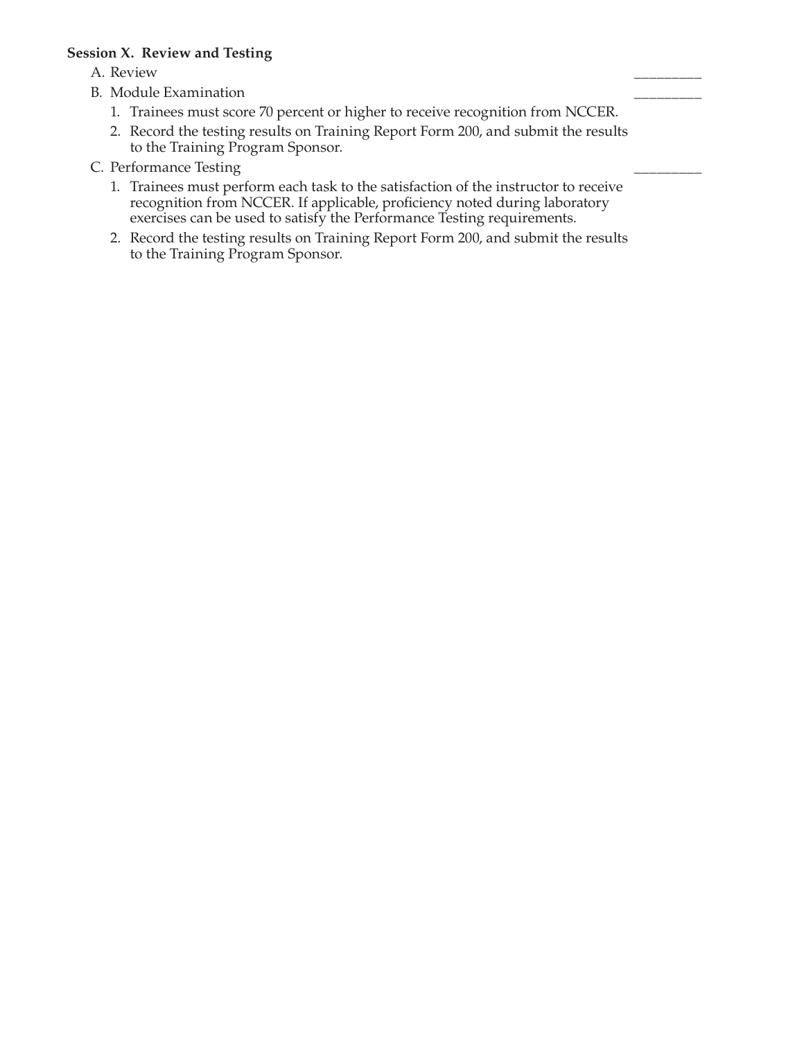**Session X. Review and Testing**

A. Review _________

B. Module Examination _________

1. Trainees must score 70 percent or higher to receive recognition from NCCER.
2. Record the testing results on Training Report Form 200, and submit the results to the Training Program Sponsor.

C. Performance Testing _________

1. Trainees must perform each task to the satisfaction of the instructor to receive recognition from NCCER. If applicable, proficiency noted during laboratory exercises can be used to satisfy the Performance Testing requirements.
2. Record the testing results on Training Report Form 200, and submit the results to the Training Program Sponsor.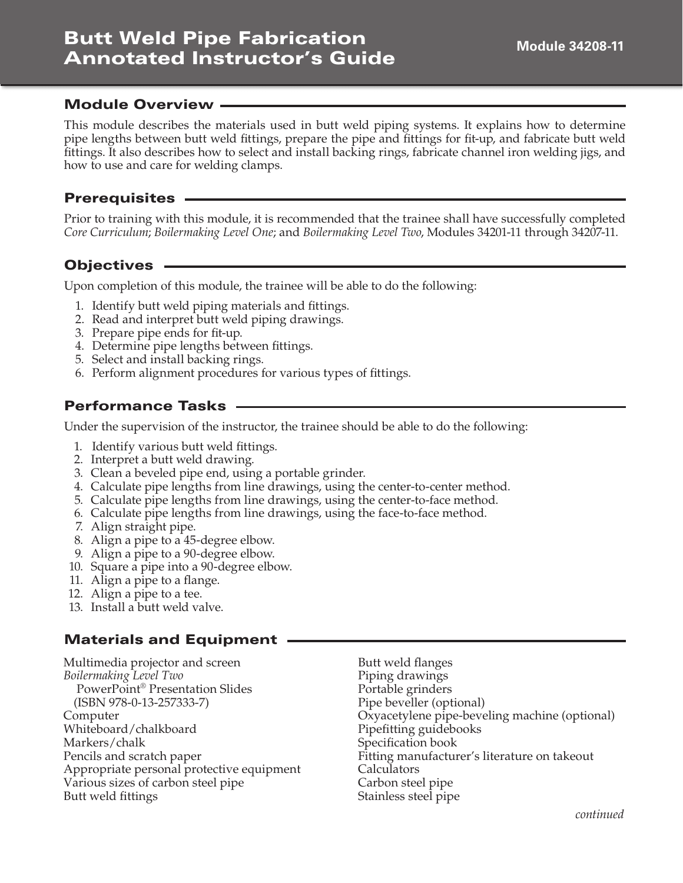# Butt Weld Pipe Fabrication Annotated Instructor's Guide

**Module 34208-11**

## Module Overview

This module describes the materials used in butt weld piping systems. It explains how to determine pipe lengths between butt weld fittings, prepare the pipe and fittings for fit-up, and fabricate butt weld fittings. It also describes how to select and install backing rings, fabricate channel iron welding jigs, and how to use and care for welding clamps.

## Prerequisites

Prior to training with this module, it is recommended that the trainee shall have successfully completed *Core Curriculum*; *Boilermaking Level One*; and *Boilermaking Level Two*, Modules 34201-11 through 34207-11.

## Objectives

Upon completion of this module, the trainee will be able to do the following:

1. Identify butt weld piping materials and fittings.
2. Read and interpret butt weld piping drawings.
3. Prepare pipe ends for fit-up.
4. Determine pipe lengths between fittings.
5. Select and install backing rings.
6. Perform alignment procedures for various types of fittings.

## Performance Tasks

Under the supervision of the instructor, the trainee should be able to do the following:

1. Identify various butt weld fittings.
2. Interpret a butt weld drawing.
3. Clean a beveled pipe end, using a portable grinder.
4. Calculate pipe lengths from line drawings, using the center-to-center method.
5. Calculate pipe lengths from line drawings, using the center-to-face method.
6. Calculate pipe lengths from line drawings, using the face-to-face method.
7. Align straight pipe.
8. Align a pipe to a 45-degree elbow.
9. Align a pipe to a 90-degree elbow.
10. Square a pipe into a 90-degree elbow.
11. Align a pipe to a flange.
12. Align a pipe to a tee.
13. Install a butt weld valve.

## Materials and Equipment

Multimedia projector and screen
*Boilermaking Level Two* PowerPoint® Presentation Slides (ISBN 978-0-13-257333-7)
Computer
Whiteboard/chalkboard
Markers/chalk
Pencils and scratch paper
Appropriate personal protective equipment
Various sizes of carbon steel pipe
Butt weld fittings
Butt weld flanges
Piping drawings
Portable grinders
Pipe beveller (optional)
Oxyacetylene pipe-beveling machine (optional)
Pipefitting guidebooks
Specification book
Fitting manufacturer's literature on takeout
Calculators
Carbon steel pipe
Stainless steel pipe

*continued*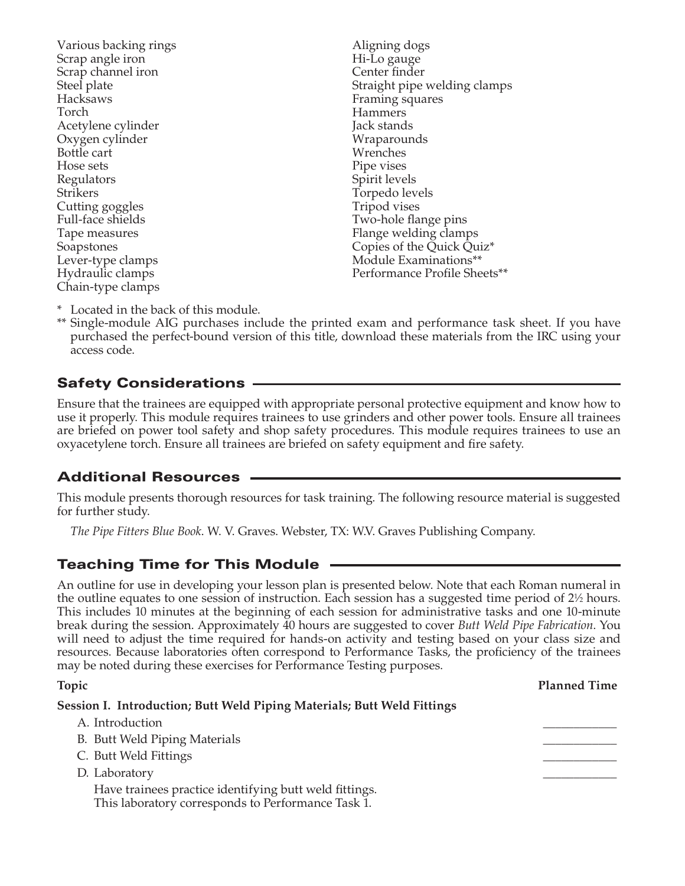- Various backing rings
- Scrap angle iron
- Scrap channel iron
- Steel plate
- Hacksaws
- Torch
- Acetylene cylinder
- Oxygen cylinder
- Bottle cart
- Hose sets
- Regulators
- Strikers
- Cutting goggles
- Full-face shields
- Tape measures
- Soapstones
- Lever-type clamps
- Hydraulic clamps
- Chain-type clamps
- Aligning dogs
- Hi-Lo gauge
- Center finder
- Straight pipe welding clamps
- Framing squares
- Hammers
- Jack stands
- Wraparounds
- Wrenches
- Pipe vises
- Spirit levels
- Torpedo levels
- Tripod vises
- Two-hole flange pins
- Flange welding clamps
- Copies of the Quick Quiz*
- Module Examinations**
- Performance Profile Sheets**

\* Located in the back of this module.

** Single-module AIG purchases include the printed exam and performance task sheet. If you have purchased the perfect-bound version of this title, download these materials from the IRC using your access code.

## Safety Considerations

Ensure that the trainees are equipped with appropriate personal protective equipment and know how to use it properly. This module requires trainees to use grinders and other power tools. Ensure all trainees are briefed on power tool safety and shop safety procedures. This module requires trainees to use an oxyacetylene torch. Ensure all trainees are briefed on safety equipment and fire safety.

## Additional Resources

This module presents thorough resources for task training. The following resource material is suggested for further study.

*The Pipe Fitters Blue Book*. W. V. Graves. Webster, TX: W.V. Graves Publishing Company.

## Teaching Time for This Module

An outline for use in developing your lesson plan is presented below. Note that each Roman numeral in the outline equates to one session of instruction. Each session has a suggested time period of 2½ hours. This includes 10 minutes at the beginning of each session for administrative tasks and one 10-minute break during the session. Approximately 40 hours are suggested to cover *Butt Weld Pipe Fabrication*. You will need to adjust the time required for hands-on activity and testing based on your class size and resources. Because laboratories often correspond to Performance Tasks, the proficiency of the trainees may be noted during these exercises for Performance Testing purposes.

| Topic | Planned Time |
|---|---|
| **Session I. Introduction; Butt Weld Piping Materials; Butt Weld Fittings** | |
| A. Introduction | ____________ |
| B. Butt Weld Piping Materials | ____________ |
| C. Butt Weld Fittings | ____________ |
| D. Laboratory<br>Have trainees practice identifying butt weld fittings.<br>This laboratory corresponds to Performance Task 1. | ____________ |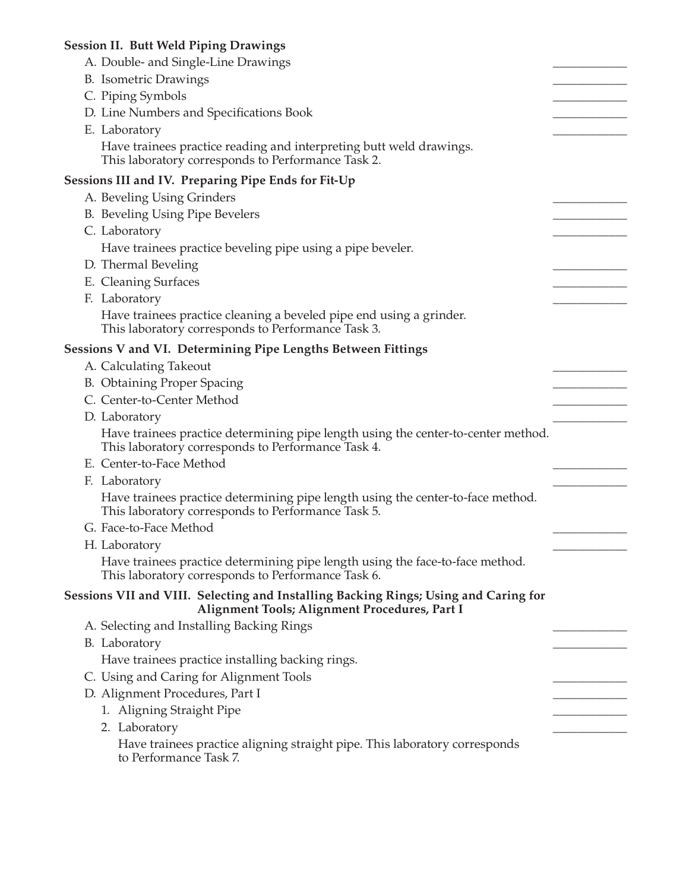**Session II. Butt Weld Piping Drawings**

A. Double- and Single-Line Drawings ____________

B. Isometric Drawings ____________

C. Piping Symbols ____________

D. Line Numbers and Specifications Book ____________

E. Laboratory ____________

Have trainees practice reading and interpreting butt weld drawings. This laboratory corresponds to Performance Task 2.

**Sessions III and IV. Preparing Pipe Ends for Fit-Up**

A. Beveling Using Grinders ____________

B. Beveling Using Pipe Bevelers ____________

C. Laboratory ____________

Have trainees practice beveling pipe using a pipe beveler.

D. Thermal Beveling ____________

E. Cleaning Surfaces ____________

F. Laboratory ____________

Have trainees practice cleaning a beveled pipe end using a grinder. This laboratory corresponds to Performance Task 3.

**Sessions V and VI. Determining Pipe Lengths Between Fittings**

A. Calculating Takeout ____________

B. Obtaining Proper Spacing ____________

C. Center-to-Center Method ____________

D. Laboratory ____________

Have trainees practice determining pipe length using the center-to-center method. This laboratory corresponds to Performance Task 4.

E. Center-to-Face Method ____________

F. Laboratory ____________

Have trainees practice determining pipe length using the center-to-face method. This laboratory corresponds to Performance Task 5.

G. Face-to-Face Method ____________

H. Laboratory ____________

Have trainees practice determining pipe length using the face-to-face method. This laboratory corresponds to Performance Task 6.

**Sessions VII and VIII. Selecting and Installing Backing Rings; Using and Caring for Alignment Tools; Alignment Procedures, Part I**

A. Selecting and Installing Backing Rings ____________

B. Laboratory ____________

Have trainees practice installing backing rings.

C. Using and Caring for Alignment Tools ____________

D. Alignment Procedures, Part I ____________

1. Aligning Straight Pipe ____________

2. Laboratory ____________

Have trainees practice aligning straight pipe. This laboratory corresponds to Performance Task 7.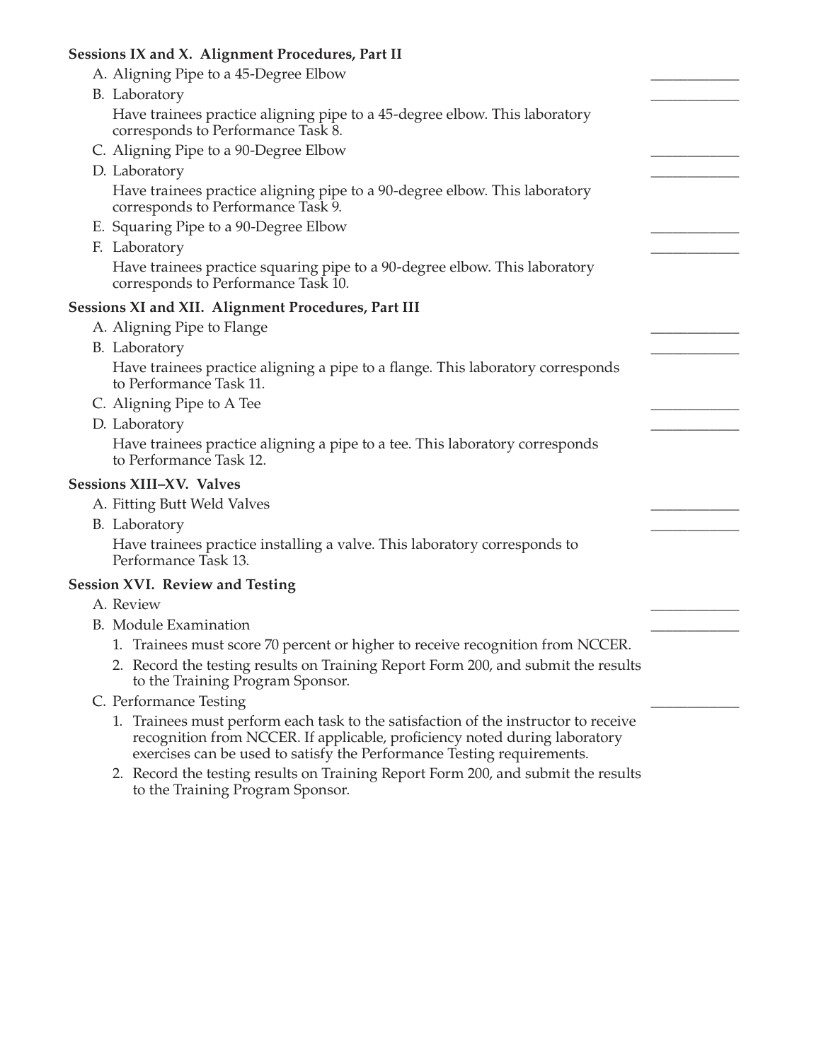**Sessions IX and X. Alignment Procedures, Part II**

A. Aligning Pipe to a 45-Degree Elbow ____________

B. Laboratory ____________

Have trainees practice aligning pipe to a 45-degree elbow. This laboratory corresponds to Performance Task 8.

C. Aligning Pipe to a 90-Degree Elbow ____________

D. Laboratory ____________

Have trainees practice aligning pipe to a 90-degree elbow. This laboratory corresponds to Performance Task 9.

E. Squaring Pipe to a 90-Degree Elbow ____________

F. Laboratory ____________

Have trainees practice squaring pipe to a 90-degree elbow. This laboratory corresponds to Performance Task 10.

**Sessions XI and XII. Alignment Procedures, Part III**

A. Aligning Pipe to Flange ____________

B. Laboratory ____________

Have trainees practice aligning a pipe to a flange. This laboratory corresponds to Performance Task 11.

C. Aligning Pipe to A Tee ____________

D. Laboratory ____________

Have trainees practice aligning a pipe to a tee. This laboratory corresponds to Performance Task 12.

**Sessions XIII–XV. Valves**

A. Fitting Butt Weld Valves ____________

B. Laboratory ____________

Have trainees practice installing a valve. This laboratory corresponds to Performance Task 13.

**Session XVI. Review and Testing**

A. Review ____________

B. Module Examination ____________

1. Trainees must score 70 percent or higher to receive recognition from NCCER.
2. Record the testing results on Training Report Form 200, and submit the results to the Training Program Sponsor.

C. Performance Testing ____________

1. Trainees must perform each task to the satisfaction of the instructor to receive recognition from NCCER. If applicable, proficiency noted during laboratory exercises can be used to satisfy the Performance Testing requirements.
2. Record the testing results on Training Report Form 200, and submit the results to the Training Program Sponsor.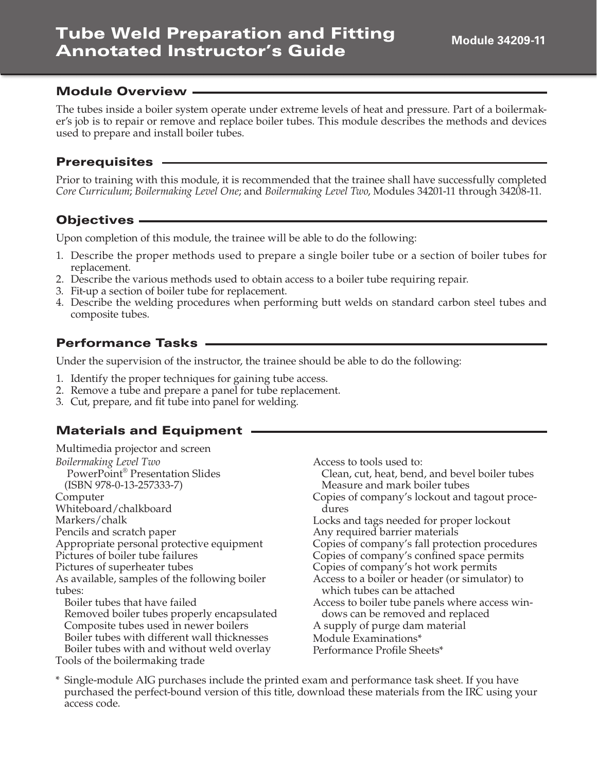# Tube Weld Preparation and Fitting Annotated Instructor's Guide

Module 34209-11

## Module Overview

The tubes inside a boiler system operate under extreme levels of heat and pressure. Part of a boilermaker's job is to repair or remove and replace boiler tubes. This module describes the methods and devices used to prepare and install boiler tubes.

## Prerequisites

Prior to training with this module, it is recommended that the trainee shall have successfully completed *Core Curriculum*; *Boilermaking Level One*; and *Boilermaking Level Two*, Modules 34201-11 through 34208-11.

## Objectives

Upon completion of this module, the trainee will be able to do the following:

1. Describe the proper methods used to prepare a single boiler tube or a section of boiler tubes for replacement.
2. Describe the various methods used to obtain access to a boiler tube requiring repair.
3. Fit-up a section of boiler tube for replacement.
4. Describe the welding procedures when performing butt welds on standard carbon steel tubes and composite tubes.

## Performance Tasks

Under the supervision of the instructor, the trainee should be able to do the following:

1. Identify the proper techniques for gaining tube access.
2. Remove a tube and prepare a panel for tube replacement.
3. Cut, prepare, and fit tube into panel for welding.

## Materials and Equipment

Multimedia projector and screen
*Boilermaking Level Two*
  PowerPoint® Presentation Slides
  (ISBN 978-0-13-257333-7)
Computer
Whiteboard/chalkboard
Markers/chalk
Pencils and scratch paper
Appropriate personal protective equipment
Pictures of boiler tube failures
Pictures of superheater tubes
As available, samples of the following boiler tubes:
  Boiler tubes that have failed
  Removed boiler tubes properly encapsulated
  Composite tubes used in newer boilers
  Boiler tubes with different wall thicknesses
  Boiler tubes with and without weld overlay
Tools of the boilermaking trade
Access to tools used to:
  Clean, cut, heat, bend, and bevel boiler tubes
  Measure and mark boiler tubes
Copies of company's lockout and tagout procedures
Locks and tags needed for proper lockout
Any required barrier materials
Copies of company's fall protection procedures
Copies of company's confined space permits
Copies of company's hot work permits
Access to a boiler or header (or simulator) to which tubes can be attached
Access to boiler tube panels where access windows can be removed and replaced
A supply of purge dam material
Module Examinations*
Performance Profile Sheets*

\* Single-module AIG purchases include the printed exam and performance task sheet. If you have purchased the perfect-bound version of this title, download these materials from the IRC using your access code.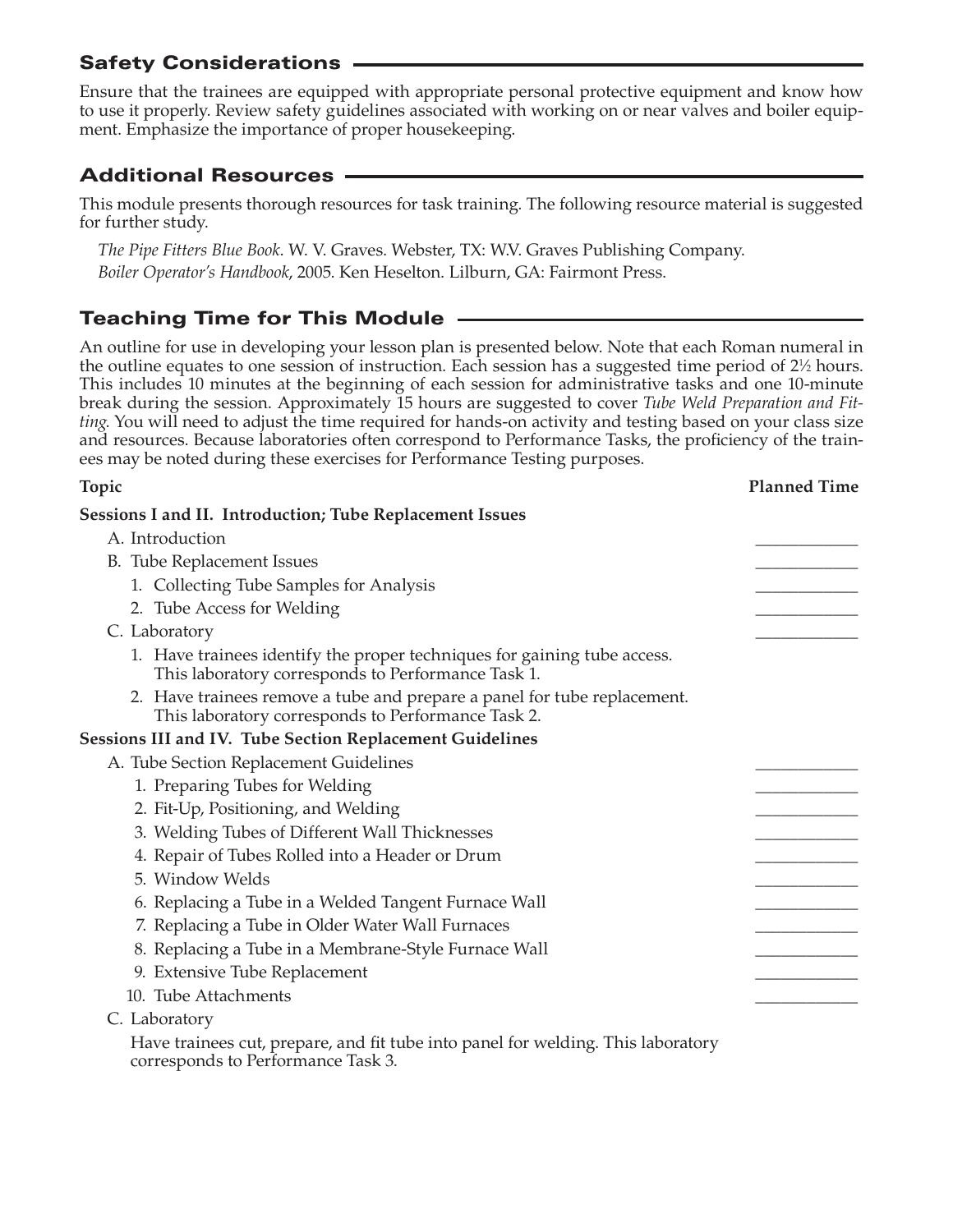## Safety Considerations

Ensure that the trainees are equipped with appropriate personal protective equipment and know how to use it properly. Review safety guidelines associated with working on or near valves and boiler equipment. Emphasize the importance of proper housekeeping.

## Additional Resources

This module presents thorough resources for task training. The following resource material is suggested for further study.

*The Pipe Fitters Blue Book*. W. V. Graves. Webster, TX: W.V. Graves Publishing Company.

*Boiler Operator's Handbook*, 2005. Ken Heselton. Lilburn, GA: Fairmont Press.

## Teaching Time for This Module

An outline for use in developing your lesson plan is presented below. Note that each Roman numeral in the outline equates to one session of instruction. Each session has a suggested time period of 2½ hours. This includes 10 minutes at the beginning of each session for administrative tasks and one 10-minute break during the session. Approximately 15 hours are suggested to cover *Tube Weld Preparation and Fitting*. You will need to adjust the time required for hands-on activity and testing based on your class size and resources. Because laboratories often correspond to Performance Tasks, the proficiency of the trainees may be noted during these exercises for Performance Testing purposes.

| Topic | Planned Time |
|---|---|
| **Sessions I and II. Introduction; Tube Replacement Issues** | |
| A. Introduction | ____________ |
| B. Tube Replacement Issues | ____________ |
| 1. Collecting Tube Samples for Analysis | ____________ |
| 2. Tube Access for Welding | ____________ |
| C. Laboratory | ____________ |
| 1. Have trainees identify the proper techniques for gaining tube access. This laboratory corresponds to Performance Task 1. | |
| 2. Have trainees remove a tube and prepare a panel for tube replacement. This laboratory corresponds to Performance Task 2. | |
| **Sessions III and IV. Tube Section Replacement Guidelines** | |
| A. Tube Section Replacement Guidelines | ____________ |
| 1. Preparing Tubes for Welding | ____________ |
| 2. Fit-Up, Positioning, and Welding | ____________ |
| 3. Welding Tubes of Different Wall Thicknesses | ____________ |
| 4. Repair of Tubes Rolled into a Header or Drum | ____________ |
| 5. Window Welds | ____________ |
| 6. Replacing a Tube in a Welded Tangent Furnace Wall | ____________ |
| 7. Replacing a Tube in Older Water Wall Furnaces | ____________ |
| 8. Replacing a Tube in a Membrane-Style Furnace Wall | ____________ |
| 9. Extensive Tube Replacement | ____________ |
| 10. Tube Attachments | ____________ |
| C. Laboratory | |
| Have trainees cut, prepare, and fit tube into panel for welding. This laboratory corresponds to Performance Task 3. | |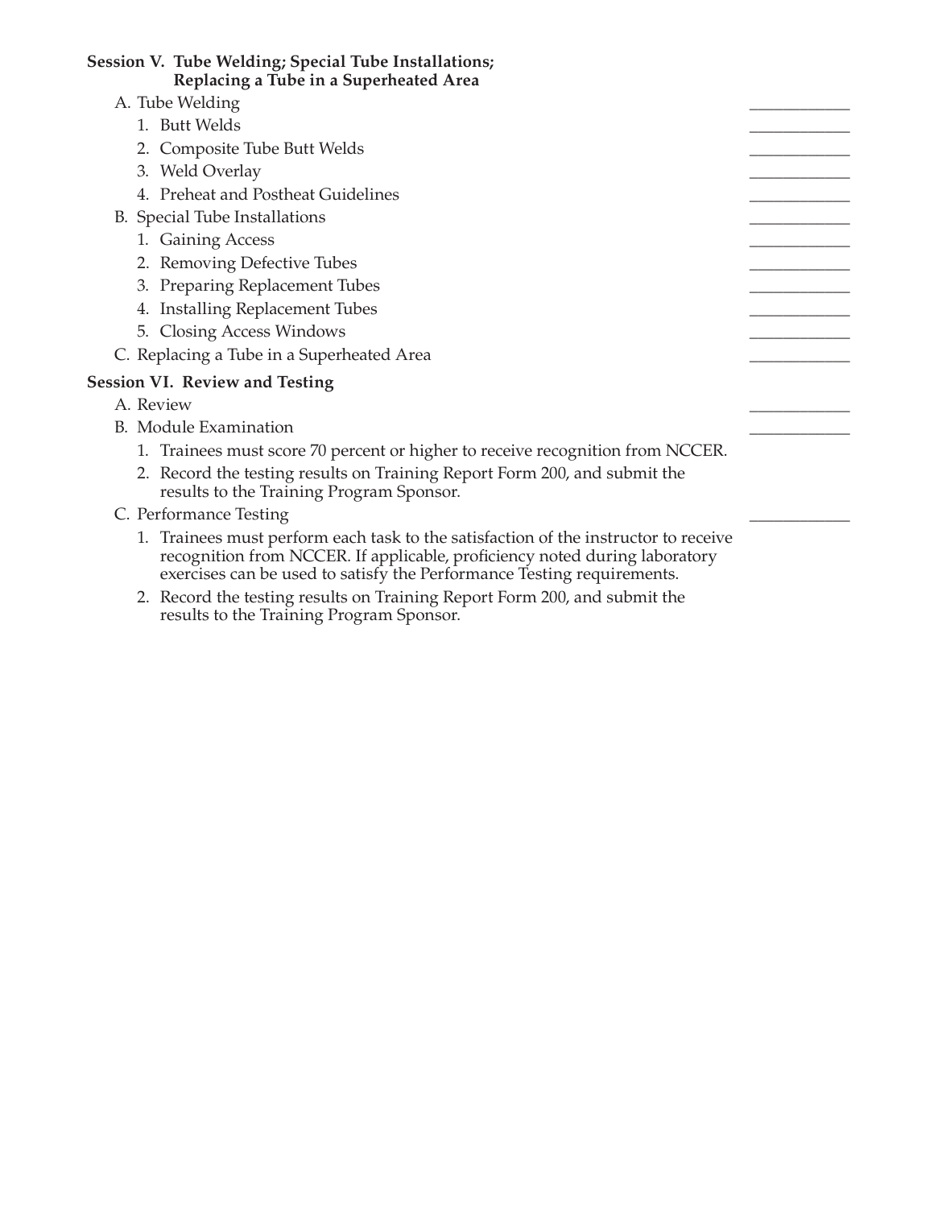**Session V. Tube Welding; Special Tube Installations; Replacing a Tube in a Superheated Area**

A. Tube Welding ____________

1. Butt Welds ____________
2. Composite Tube Butt Welds ____________
3. Weld Overlay ____________
4. Preheat and Postheat Guidelines ____________

B. Special Tube Installations ____________

1. Gaining Access ____________
2. Removing Defective Tubes ____________
3. Preparing Replacement Tubes ____________
4. Installing Replacement Tubes ____________
5. Closing Access Windows ____________

C. Replacing a Tube in a Superheated Area ____________

**Session VI. Review and Testing**

A. Review ____________

B. Module Examination ____________

1. Trainees must score 70 percent or higher to receive recognition from NCCER.
2. Record the testing results on Training Report Form 200, and submit the results to the Training Program Sponsor.

C. Performance Testing ____________

1. Trainees must perform each task to the satisfaction of the instructor to receive recognition from NCCER. If applicable, proficiency noted during laboratory exercises can be used to satisfy the Performance Testing requirements.
2. Record the testing results on Training Report Form 200, and submit the results to the Training Program Sponsor.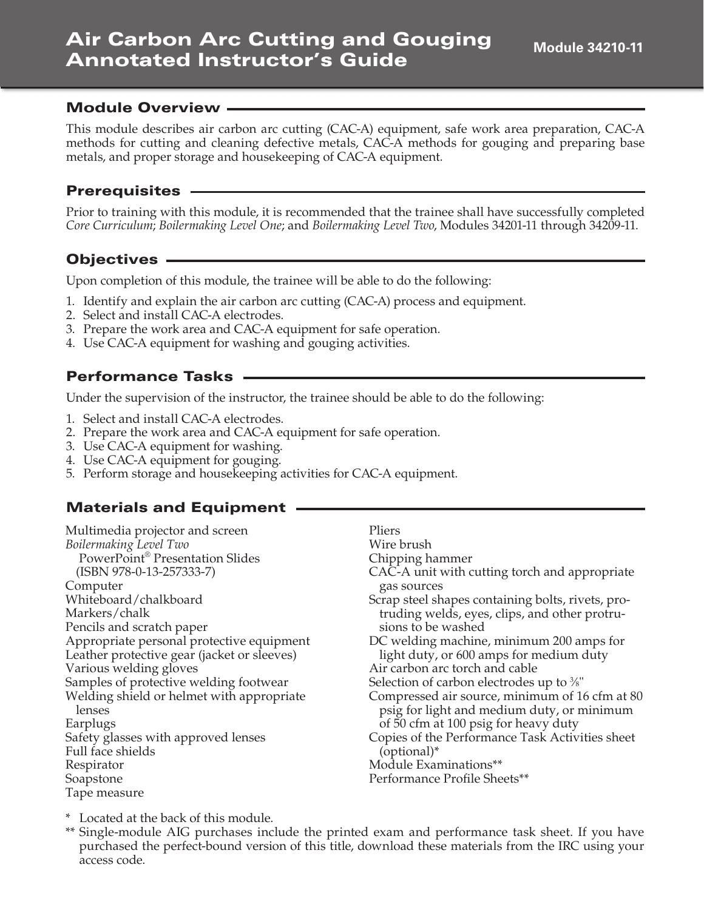# Air Carbon Arc Cutting and Gouging Annotated Instructor's Guide

**Module 34210-11**

## Module Overview

This module describes air carbon arc cutting (CAC-A) equipment, safe work area preparation, CAC-A methods for cutting and cleaning defective metals, CAC-A methods for gouging and preparing base metals, and proper storage and housekeeping of CAC-A equipment.

## Prerequisites

Prior to training with this module, it is recommended that the trainee shall have successfully completed *Core Curriculum*; *Boilermaking Level One*; and *Boilermaking Level Two*, Modules 34201-11 through 34209-11.

## Objectives

Upon completion of this module, the trainee will be able to do the following:

1. Identify and explain the air carbon arc cutting (CAC-A) process and equipment.
2. Select and install CAC-A electrodes.
3. Prepare the work area and CAC-A equipment for safe operation.
4. Use CAC-A equipment for washing and gouging activities.

## Performance Tasks

Under the supervision of the instructor, the trainee should be able to do the following:

1. Select and install CAC-A electrodes.
2. Prepare the work area and CAC-A equipment for safe operation.
3. Use CAC-A equipment for washing.
4. Use CAC-A equipment for gouging.
5. Perform storage and housekeeping activities for CAC-A equipment.

## Materials and Equipment

Multimedia projector and screen
*Boilermaking Level Two* PowerPoint® Presentation Slides (ISBN 978-0-13-257333-7)
Computer
Whiteboard/chalkboard
Markers/chalk
Pencils and scratch paper
Appropriate personal protective equipment
Leather protective gear (jacket or sleeves)
Various welding gloves
Samples of protective welding footwear
Welding shield or helmet with appropriate lenses
Earplugs
Safety glasses with approved lenses
Full face shields
Respirator
Soapstone
Tape measure
Pliers
Wire brush
Chipping hammer
CAC-A unit with cutting torch and appropriate gas sources
Scrap steel shapes containing bolts, rivets, protruding welds, eyes, clips, and other protrusions to be washed
DC welding machine, minimum 200 amps for light duty, or 600 amps for medium duty
Air carbon arc torch and cable
Selection of carbon electrodes up to ⅜"
Compressed air source, minimum of 16 cfm at 80 psig for light and medium duty, or minimum of 50 cfm at 100 psig for heavy duty
Copies of the Performance Task Activities sheet (optional)*
Module Examinations**
Performance Profile Sheets**

\* Located at the back of this module.

** Single-module AIG purchases include the printed exam and performance task sheet. If you have purchased the perfect-bound version of this title, download these materials from the IRC using your access code.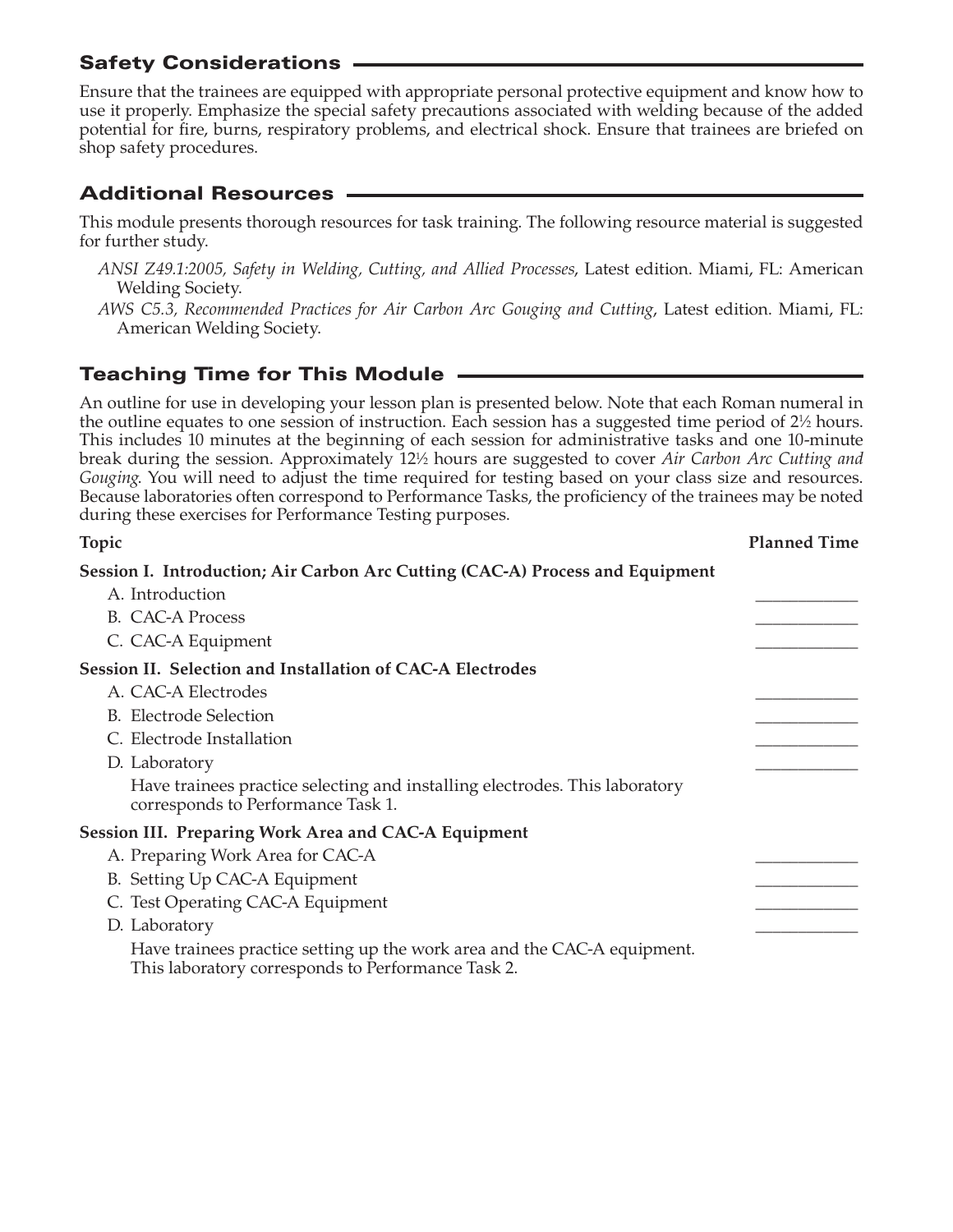## Safety Considerations

Ensure that the trainees are equipped with appropriate personal protective equipment and know how to use it properly. Emphasize the special safety precautions associated with welding because of the added potential for fire, burns, respiratory problems, and electrical shock. Ensure that trainees are briefed on shop safety procedures.

## Additional Resources

This module presents thorough resources for task training. The following resource material is suggested for further study.

*ANSI Z49.1:2005, Safety in Welding, Cutting, and Allied Processes*, Latest edition. Miami, FL: American Welding Society.

*AWS C5.3, Recommended Practices for Air Carbon Arc Gouging and Cutting*, Latest edition. Miami, FL: American Welding Society.

## Teaching Time for This Module

An outline for use in developing your lesson plan is presented below. Note that each Roman numeral in the outline equates to one session of instruction. Each session has a suggested time period of 2½ hours. This includes 10 minutes at the beginning of each session for administrative tasks and one 10-minute break during the session. Approximately 12½ hours are suggested to cover *Air Carbon Arc Cutting and Gouging*. You will need to adjust the time required for testing based on your class size and resources. Because laboratories often correspond to Performance Tasks, the proficiency of the trainees may be noted during these exercises for Performance Testing purposes.

| Topic | Planned Time |
|---|---|
| **Session I. Introduction; Air Carbon Arc Cutting (CAC-A) Process and Equipment** | |
| A. Introduction | ____________ |
| B. CAC-A Process | ____________ |
| C. CAC-A Equipment | ____________ |
| **Session II. Selection and Installation of CAC-A Electrodes** | |
| A. CAC-A Electrodes | ____________ |
| B. Electrode Selection | ____________ |
| C. Electrode Installation | ____________ |
| D. Laboratory | ____________ |
| Have trainees practice selecting and installing electrodes. This laboratory corresponds to Performance Task 1. | |
| **Session III. Preparing Work Area and CAC-A Equipment** | |
| A. Preparing Work Area for CAC-A | ____________ |
| B. Setting Up CAC-A Equipment | ____________ |
| C. Test Operating CAC-A Equipment | ____________ |
| D. Laboratory | ____________ |
| Have trainees practice setting up the work area and the CAC-A equipment. This laboratory corresponds to Performance Task 2. | |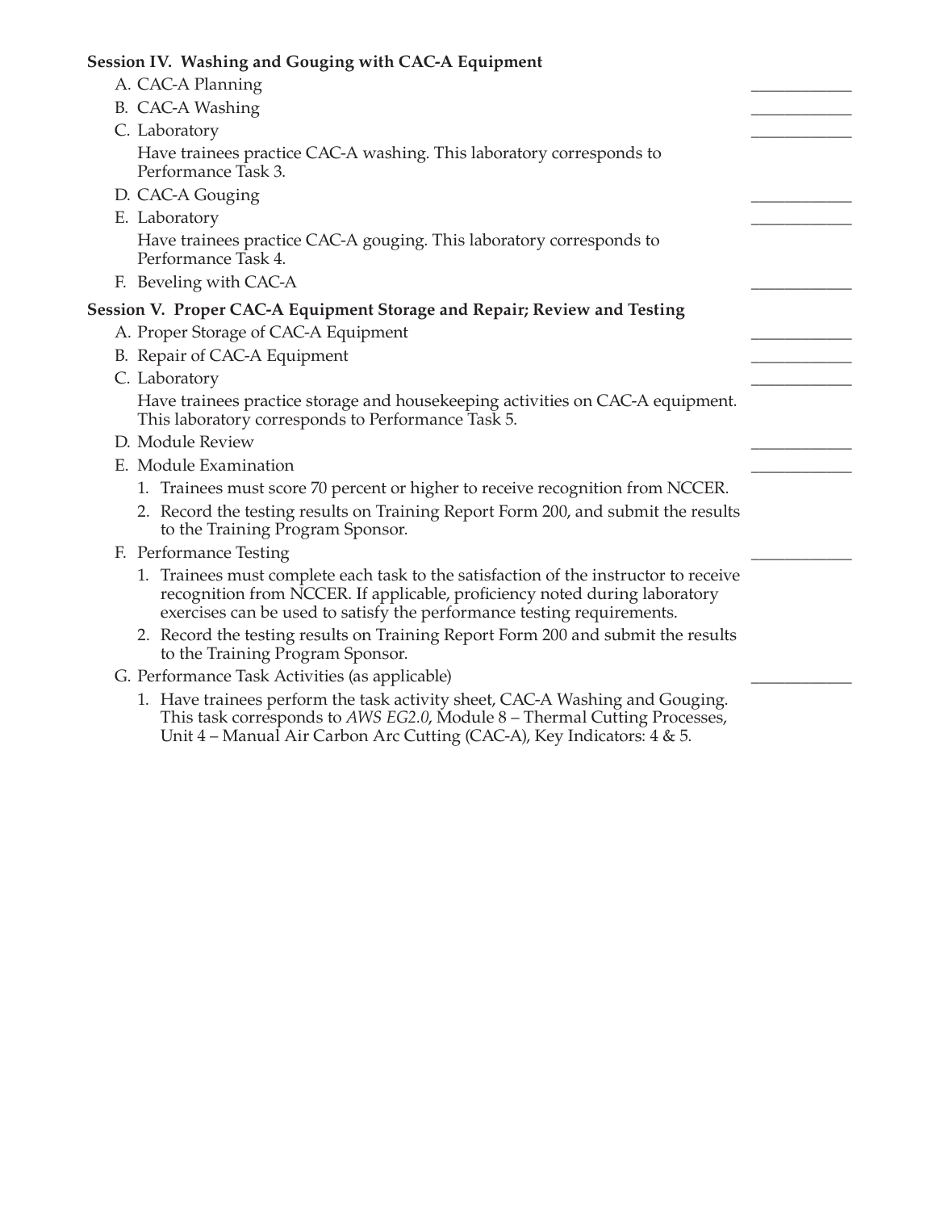**Session IV. Washing and Gouging with CAC-A Equipment**

A. CAC-A Planning ____________

B. CAC-A Washing ____________

C. Laboratory ____________

Have trainees practice CAC-A washing. This laboratory corresponds to Performance Task 3.

D. CAC-A Gouging ____________

E. Laboratory ____________

Have trainees practice CAC-A gouging. This laboratory corresponds to Performance Task 4.

F. Beveling with CAC-A ____________

**Session V. Proper CAC-A Equipment Storage and Repair; Review and Testing**

A. Proper Storage of CAC-A Equipment ____________

B. Repair of CAC-A Equipment ____________

C. Laboratory ____________

Have trainees practice storage and housekeeping activities on CAC-A equipment. This laboratory corresponds to Performance Task 5.

D. Module Review ____________

E. Module Examination ____________

1. Trainees must score 70 percent or higher to receive recognition from NCCER.
2. Record the testing results on Training Report Form 200, and submit the results to the Training Program Sponsor.

F. Performance Testing ____________

1. Trainees must complete each task to the satisfaction of the instructor to receive recognition from NCCER. If applicable, proficiency noted during laboratory exercises can be used to satisfy the performance testing requirements.
2. Record the testing results on Training Report Form 200 and submit the results to the Training Program Sponsor.

G. Performance Task Activities (as applicable) ____________

1. Have trainees perform the task activity sheet, CAC-A Washing and Gouging. This task corresponds to *AWS EG2.0*, Module 8 – Thermal Cutting Processes, Unit 4 – Manual Air Carbon Arc Cutting (CAC-A), Key Indicators: 4 & 5.